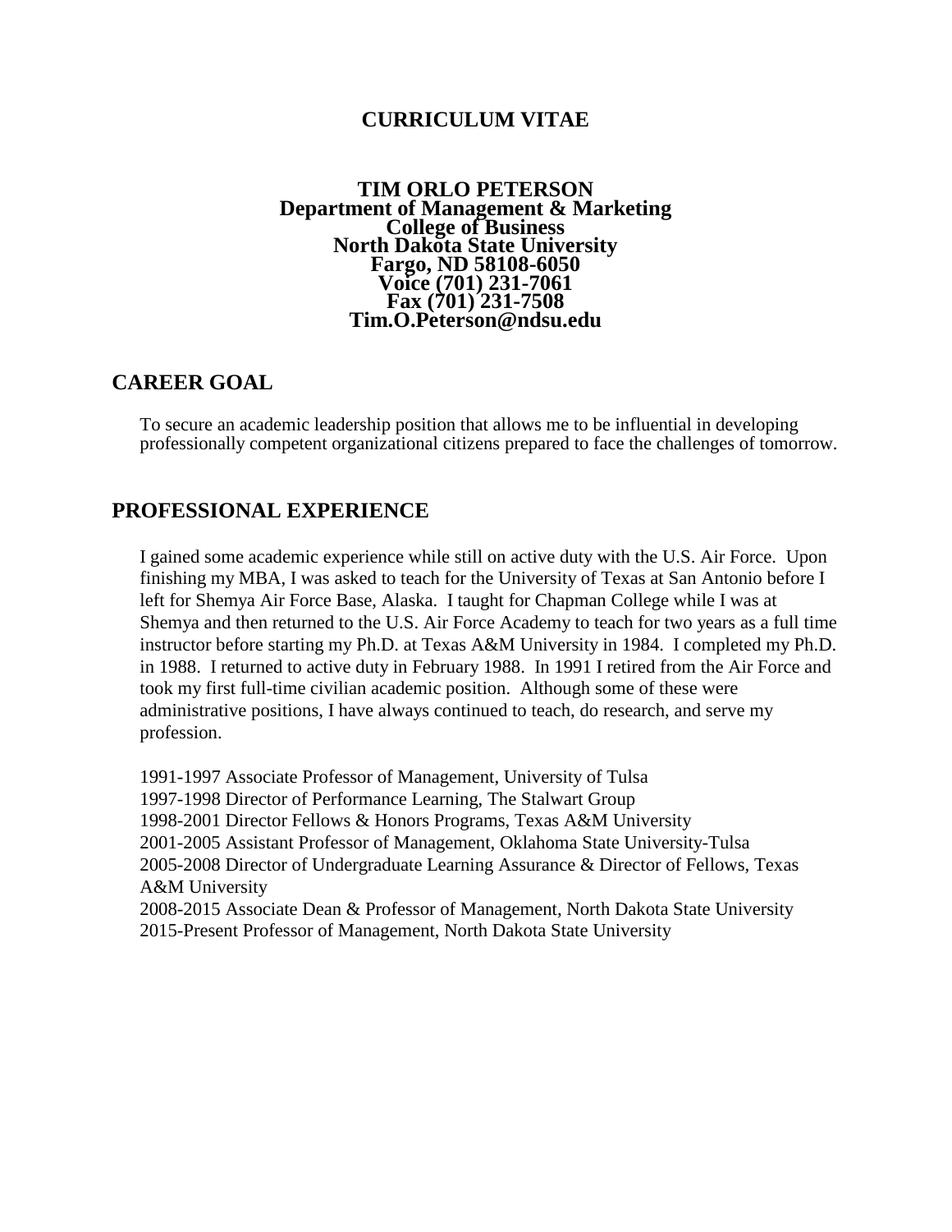# CURRICULUM VITAE

**TIM ORLO PETERSON**
**Department of Management & Marketing**
**College of Business**
**North Dakota State University**
**Fargo, ND 58108-6050**
**Voice (701) 231-7061**
**Fax (701) 231-7508**
**Tim.O.Peterson@ndsu.edu**

## CAREER GOAL

To secure an academic leadership position that allows me to be influential in developing professionally competent organizational citizens prepared to face the challenges of tomorrow.

## PROFESSIONAL EXPERIENCE

I gained some academic experience while still on active duty with the U.S. Air Force. Upon finishing my MBA, I was asked to teach for the University of Texas at San Antonio before I left for Shemya Air Force Base, Alaska. I taught for Chapman College while I was at Shemya and then returned to the U.S. Air Force Academy to teach for two years as a full time instructor before starting my Ph.D. at Texas A&M University in 1984. I completed my Ph.D. in 1988. I returned to active duty in February 1988. In 1991 I retired from the Air Force and took my first full-time civilian academic position. Although some of these were administrative positions, I have always continued to teach, do research, and serve my profession.

1991-1997 Associate Professor of Management, University of Tulsa
1997-1998 Director of Performance Learning, The Stalwart Group
1998-2001 Director Fellows & Honors Programs, Texas A&M University
2001-2005 Assistant Professor of Management, Oklahoma State University-Tulsa
2005-2008 Director of Undergraduate Learning Assurance & Director of Fellows, Texas A&M University
2008-2015 Associate Dean & Professor of Management, North Dakota State University
2015-Present Professor of Management, North Dakota State University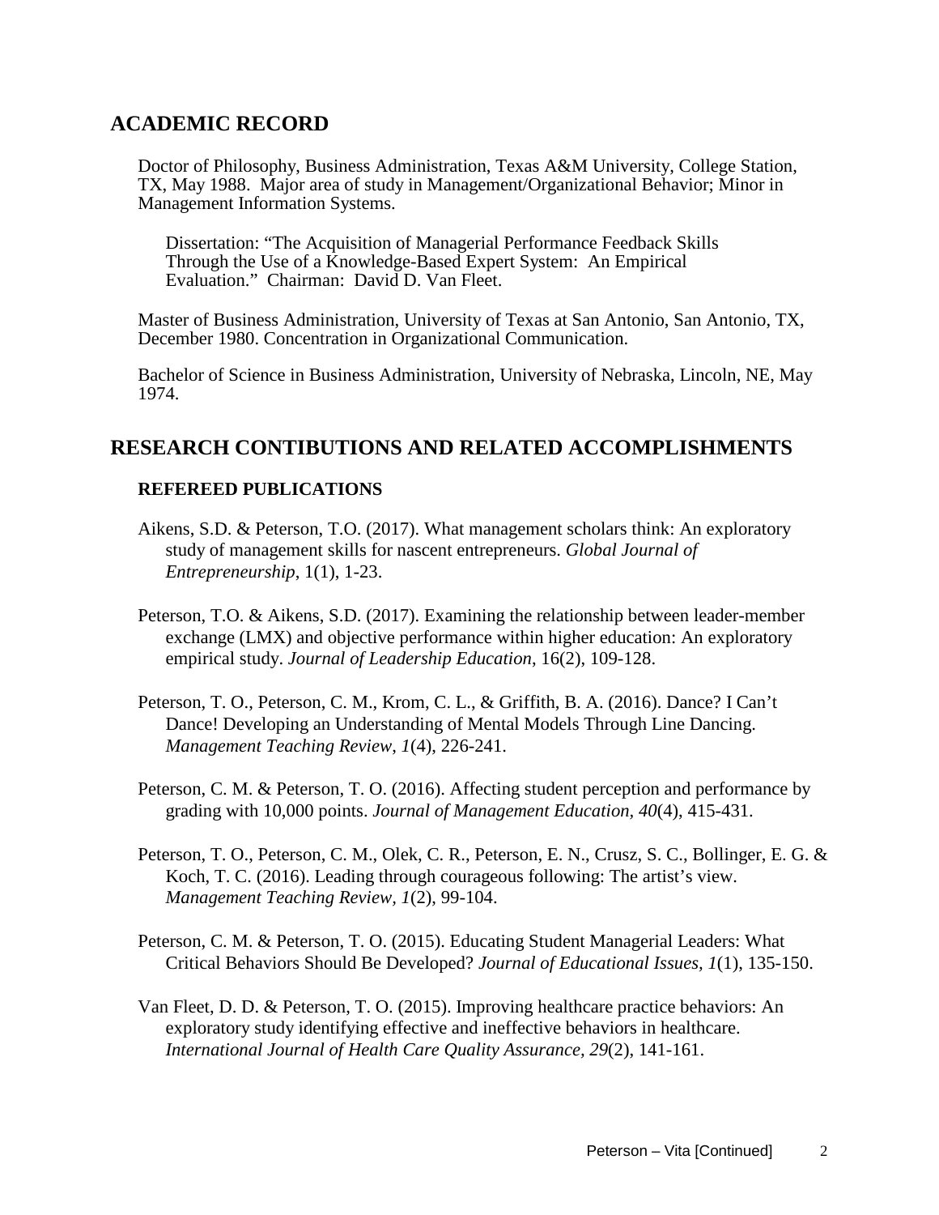## ACADEMIC RECORD

Doctor of Philosophy, Business Administration, Texas A&M University, College Station, TX, May 1988. Major area of study in Management/Organizational Behavior; Minor in Management Information Systems.

> Dissertation: "The Acquisition of Managerial Performance Feedback Skills Through the Use of a Knowledge-Based Expert System: An Empirical Evaluation." Chairman: David D. Van Fleet.

Master of Business Administration, University of Texas at San Antonio, San Antonio, TX, December 1980. Concentration in Organizational Communication.

Bachelor of Science in Business Administration, University of Nebraska, Lincoln, NE, May 1974.

## RESEARCH CONTIBUTIONS AND RELATED ACCOMPLISHMENTS

### REFEREED PUBLICATIONS

Aikens, S.D. & Peterson, T.O. (2017). What management scholars think: An exploratory study of management skills for nascent entrepreneurs. *Global Journal of Entrepreneurship*, 1(1), 1-23.

Peterson, T.O. & Aikens, S.D. (2017). Examining the relationship between leader-member exchange (LMX) and objective performance within higher education: An exploratory empirical study. *Journal of Leadership Education*, 16(2), 109-128.

Peterson, T. O., Peterson, C. M., Krom, C. L., & Griffith, B. A. (2016). Dance? I Can't Dance! Developing an Understanding of Mental Models Through Line Dancing. *Management Teaching Review, 1*(4), 226-241.

Peterson, C. M. & Peterson, T. O. (2016). Affecting student perception and performance by grading with 10,000 points. *Journal of Management Education, 40*(4), 415-431.

Peterson, T. O., Peterson, C. M., Olek, C. R., Peterson, E. N., Crusz, S. C., Bollinger, E. G. & Koch, T. C. (2016). Leading through courageous following: The artist's view. *Management Teaching Review, 1*(2), 99-104.

Peterson, C. M. & Peterson, T. O. (2015). Educating Student Managerial Leaders: What Critical Behaviors Should Be Developed? *Journal of Educational Issues, 1*(1), 135-150.

Van Fleet, D. D. & Peterson, T. O. (2015). Improving healthcare practice behaviors: An exploratory study identifying effective and ineffective behaviors in healthcare. *International Journal of Health Care Quality Assurance, 29*(2), 141-161.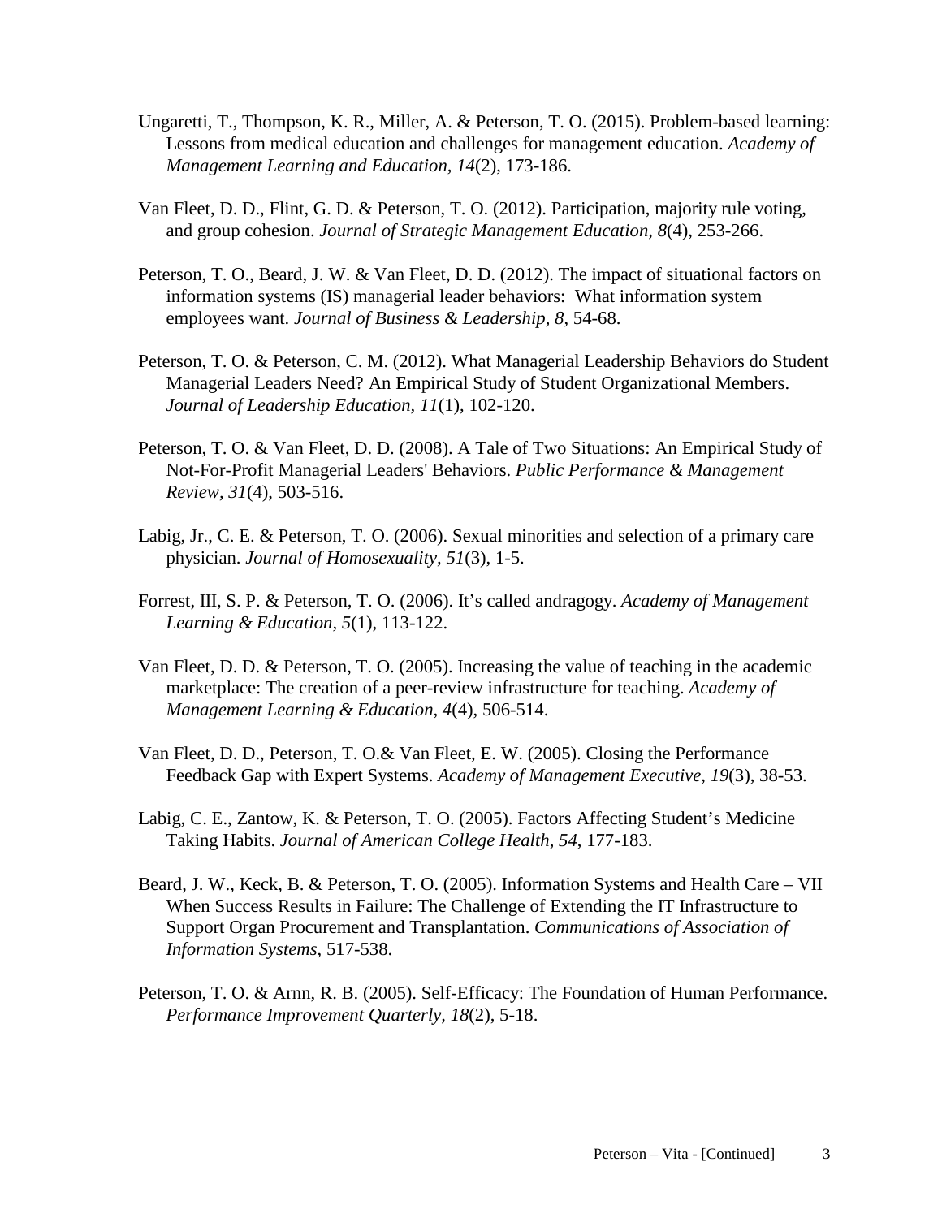Ungaretti, T., Thompson, K. R., Miller, A. & Peterson, T. O. (2015). Problem-based learning: Lessons from medical education and challenges for management education. *Academy of Management Learning and Education, 14*(2), 173-186.

Van Fleet, D. D., Flint, G. D. & Peterson, T. O. (2012). Participation, majority rule voting, and group cohesion. *Journal of Strategic Management Education, 8*(4), 253-266.

Peterson, T. O., Beard, J. W. & Van Fleet, D. D. (2012). The impact of situational factors on information systems (IS) managerial leader behaviors: What information system employees want. *Journal of Business & Leadership, 8*, 54-68.

Peterson, T. O. & Peterson, C. M. (2012). What Managerial Leadership Behaviors do Student Managerial Leaders Need? An Empirical Study of Student Organizational Members. *Journal of Leadership Education, 11*(1), 102-120.

Peterson, T. O. & Van Fleet, D. D. (2008). A Tale of Two Situations: An Empirical Study of Not-For-Profit Managerial Leaders' Behaviors. *Public Performance & Management Review, 31*(4), 503-516.

Labig, Jr., C. E. & Peterson, T. O. (2006). Sexual minorities and selection of a primary care physician. *Journal of Homosexuality, 51*(3), 1-5.

Forrest, III, S. P. & Peterson, T. O. (2006). It's called andragogy. *Academy of Management Learning & Education, 5*(1), 113-122.

Van Fleet, D. D. & Peterson, T. O. (2005). Increasing the value of teaching in the academic marketplace: The creation of a peer-review infrastructure for teaching. *Academy of Management Learning & Education, 4*(4), 506-514.

Van Fleet, D. D., Peterson, T. O.& Van Fleet, E. W. (2005). Closing the Performance Feedback Gap with Expert Systems. *Academy of Management Executive, 19*(3), 38-53.

Labig, C. E., Zantow, K. & Peterson, T. O. (2005). Factors Affecting Student's Medicine Taking Habits. *Journal of American College Health, 54*, 177-183.

Beard, J. W., Keck, B. & Peterson, T. O. (2005). Information Systems and Health Care – VII When Success Results in Failure: The Challenge of Extending the IT Infrastructure to Support Organ Procurement and Transplantation. *Communications of Association of Information Systems*, 517-538.

Peterson, T. O. & Arnn, R. B. (2005). Self-Efficacy: The Foundation of Human Performance. *Performance Improvement Quarterly, 18*(2), 5-18.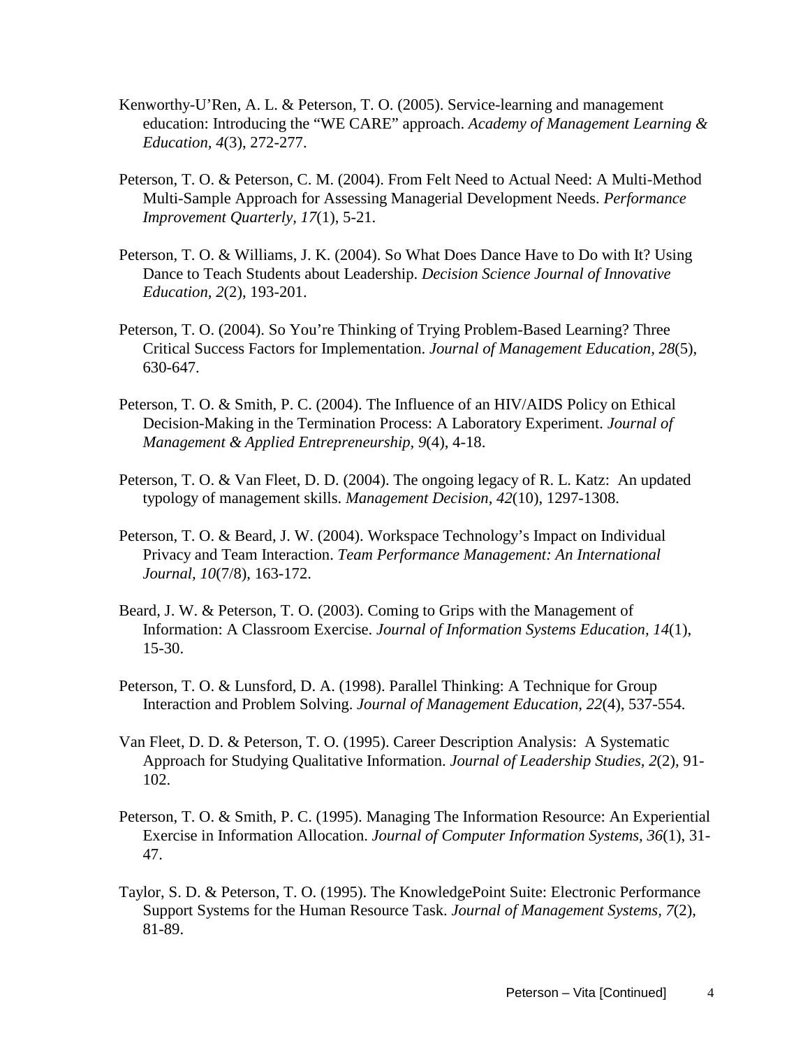Kenworthy-U'Ren, A. L. & Peterson, T. O. (2005). Service-learning and management education: Introducing the "WE CARE" approach. *Academy of Management Learning & Education, 4*(3), 272-277.

Peterson, T. O. & Peterson, C. M. (2004). From Felt Need to Actual Need: A Multi-Method Multi-Sample Approach for Assessing Managerial Development Needs. *Performance Improvement Quarterly, 17*(1), 5-21.

Peterson, T. O. & Williams, J. K. (2004). So What Does Dance Have to Do with It? Using Dance to Teach Students about Leadership. *Decision Science Journal of Innovative Education, 2*(2), 193-201.

Peterson, T. O. (2004). So You're Thinking of Trying Problem-Based Learning? Three Critical Success Factors for Implementation. *Journal of Management Education, 28*(5), 630-647.

Peterson, T. O. & Smith, P. C. (2004). The Influence of an HIV/AIDS Policy on Ethical Decision-Making in the Termination Process: A Laboratory Experiment. *Journal of Management & Applied Entrepreneurship, 9*(4), 4-18.

Peterson, T. O. & Van Fleet, D. D. (2004). The ongoing legacy of R. L. Katz: An updated typology of management skills. *Management Decision, 42*(10), 1297-1308.

Peterson, T. O. & Beard, J. W. (2004). Workspace Technology's Impact on Individual Privacy and Team Interaction. *Team Performance Management: An International Journal, 10*(7/8), 163-172.

Beard, J. W. & Peterson, T. O. (2003). Coming to Grips with the Management of Information: A Classroom Exercise. *Journal of Information Systems Education, 14*(1), 15-30.

Peterson, T. O. & Lunsford, D. A. (1998). Parallel Thinking: A Technique for Group Interaction and Problem Solving. *Journal of Management Education, 22*(4), 537-554.

Van Fleet, D. D. & Peterson, T. O. (1995). Career Description Analysis: A Systematic Approach for Studying Qualitative Information. *Journal of Leadership Studies, 2*(2), 91-102.

Peterson, T. O. & Smith, P. C. (1995). Managing The Information Resource: An Experiential Exercise in Information Allocation. *Journal of Computer Information Systems, 36*(1), 31-47.

Taylor, S. D. & Peterson, T. O. (1995). The KnowledgePoint Suite: Electronic Performance Support Systems for the Human Resource Task. *Journal of Management Systems, 7*(2), 81-89.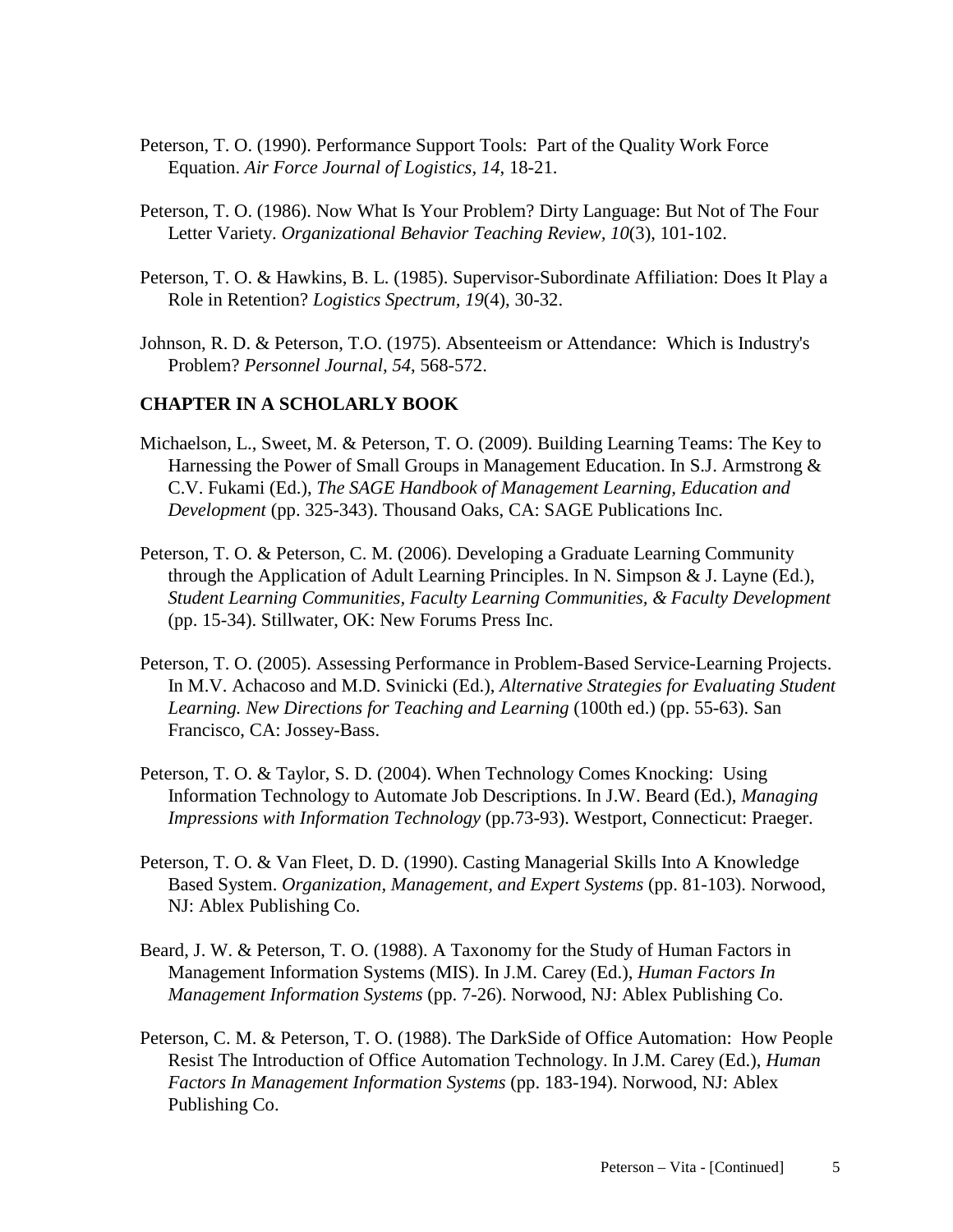Peterson, T. O. (1990). Performance Support Tools:  Part of the Quality Work Force Equation. *Air Force Journal of Logistics, 14*, 18-21.

Peterson, T. O. (1986). Now What Is Your Problem? Dirty Language: But Not of The Four Letter Variety. *Organizational Behavior Teaching Review, 10*(3), 101-102.

Peterson, T. O. & Hawkins, B. L. (1985). Supervisor-Subordinate Affiliation: Does It Play a Role in Retention? *Logistics Spectrum, 19*(4), 30-32.

Johnson, R. D. & Peterson, T.O. (1975). Absenteeism or Attendance:  Which is Industry's Problem? *Personnel Journal, 54*, 568-572.

**CHAPTER IN A SCHOLARLY BOOK**

Michaelson, L., Sweet, M. & Peterson, T. O. (2009). Building Learning Teams: The Key to Harnessing the Power of Small Groups in Management Education. In S.J. Armstrong & C.V. Fukami (Ed.), *The SAGE Handbook of Management Learning, Education and Development* (pp. 325-343). Thousand Oaks, CA: SAGE Publications Inc.

Peterson, T. O. & Peterson, C. M. (2006). Developing a Graduate Learning Community through the Application of Adult Learning Principles. In N. Simpson & J. Layne (Ed.), *Student Learning Communities, Faculty Learning Communities, & Faculty Development* (pp. 15-34). Stillwater, OK: New Forums Press Inc.

Peterson, T. O. (2005). Assessing Performance in Problem-Based Service-Learning Projects. In M.V. Achacoso and M.D. Svinicki (Ed.), *Alternative Strategies for Evaluating Student Learning. New Directions for Teaching and Learning* (100th ed.) (pp. 55-63). San Francisco, CA: Jossey-Bass.

Peterson, T. O. & Taylor, S. D. (2004). When Technology Comes Knocking:  Using Information Technology to Automate Job Descriptions. In J.W. Beard (Ed.), *Managing Impressions with Information Technology* (pp.73-93). Westport, Connecticut: Praeger.

Peterson, T. O. & Van Fleet, D. D. (1990). Casting Managerial Skills Into A Knowledge Based System. *Organization, Management, and Expert Systems* (pp. 81-103). Norwood, NJ: Ablex Publishing Co.

Beard, J. W. & Peterson, T. O. (1988). A Taxonomy for the Study of Human Factors in Management Information Systems (MIS). In J.M. Carey (Ed.), *Human Factors In Management Information Systems* (pp. 7-26). Norwood, NJ: Ablex Publishing Co.

Peterson, C. M. & Peterson, T. O. (1988). The DarkSide of Office Automation:  How People Resist The Introduction of Office Automation Technology. In J.M. Carey (Ed.), *Human Factors In Management Information Systems* (pp. 183-194). Norwood, NJ: Ablex Publishing Co.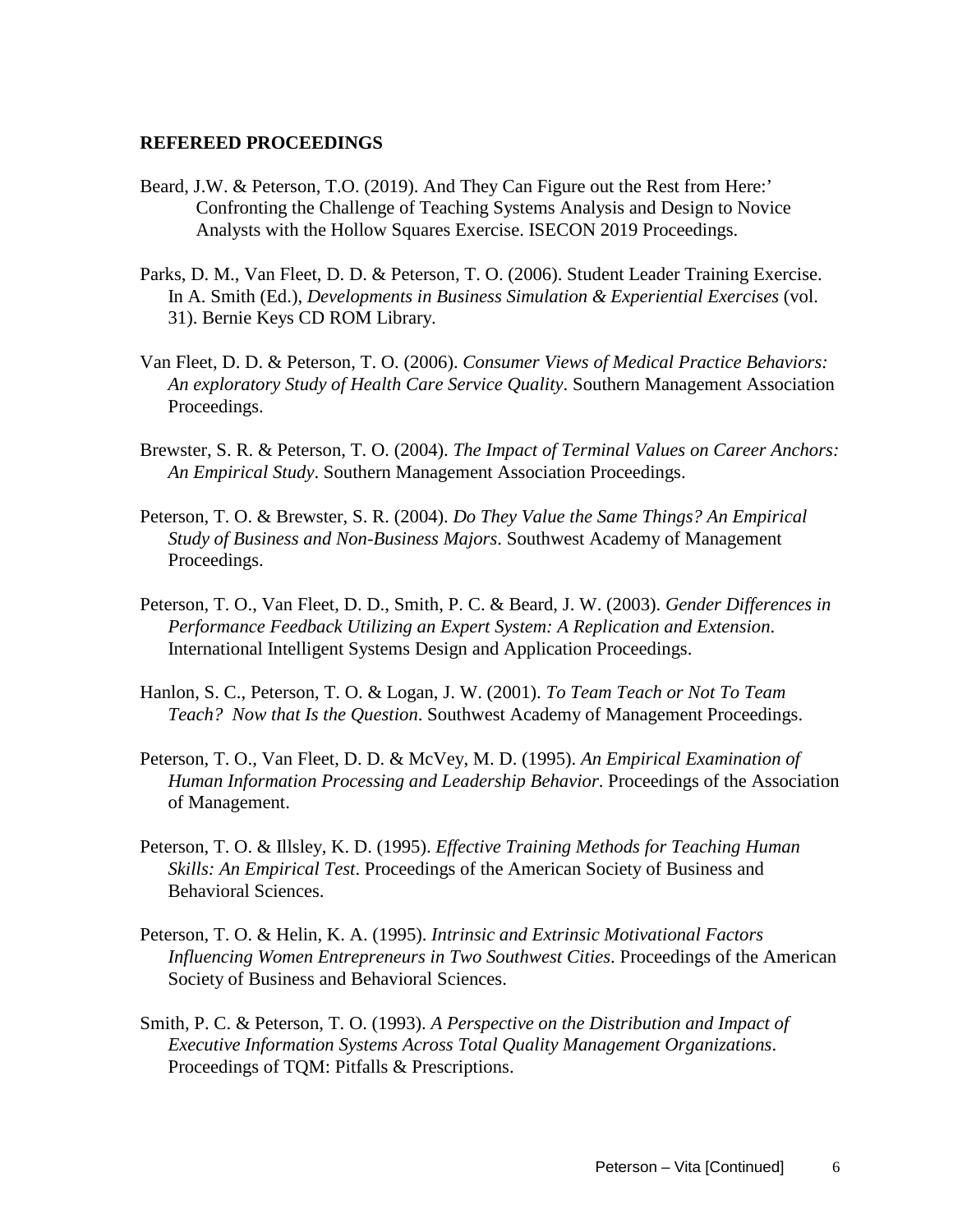**REFEREED PROCEEDINGS**

Beard, J.W. & Peterson, T.O. (2019). And They Can Figure out the Rest from Here:' Confronting the Challenge of Teaching Systems Analysis and Design to Novice Analysts with the Hollow Squares Exercise. ISECON 2019 Proceedings.

Parks, D. M., Van Fleet, D. D. & Peterson, T. O. (2006). Student Leader Training Exercise. In A. Smith (Ed.), *Developments in Business Simulation & Experiential Exercises* (vol. 31). Bernie Keys CD ROM Library.

Van Fleet, D. D. & Peterson, T. O. (2006). *Consumer Views of Medical Practice Behaviors: An exploratory Study of Health Care Service Quality*. Southern Management Association Proceedings.

Brewster, S. R. & Peterson, T. O. (2004). *The Impact of Terminal Values on Career Anchors: An Empirical Study*. Southern Management Association Proceedings.

Peterson, T. O. & Brewster, S. R. (2004). *Do They Value the Same Things? An Empirical Study of Business and Non-Business Majors*. Southwest Academy of Management Proceedings.

Peterson, T. O., Van Fleet, D. D., Smith, P. C. & Beard, J. W. (2003). *Gender Differences in Performance Feedback Utilizing an Expert System: A Replication and Extension*. International Intelligent Systems Design and Application Proceedings.

Hanlon, S. C., Peterson, T. O. & Logan, J. W. (2001). *To Team Teach or Not To Team Teach? Now that Is the Question*. Southwest Academy of Management Proceedings.

Peterson, T. O., Van Fleet, D. D. & McVey, M. D. (1995). *An Empirical Examination of Human Information Processing and Leadership Behavior*. Proceedings of the Association of Management.

Peterson, T. O. & Illsley, K. D. (1995). *Effective Training Methods for Teaching Human Skills: An Empirical Test*. Proceedings of the American Society of Business and Behavioral Sciences.

Peterson, T. O. & Helin, K. A. (1995). *Intrinsic and Extrinsic Motivational Factors Influencing Women Entrepreneurs in Two Southwest Cities*. Proceedings of the American Society of Business and Behavioral Sciences.

Smith, P. C. & Peterson, T. O. (1993). *A Perspective on the Distribution and Impact of Executive Information Systems Across Total Quality Management Organizations*. Proceedings of TQM: Pitfalls & Prescriptions.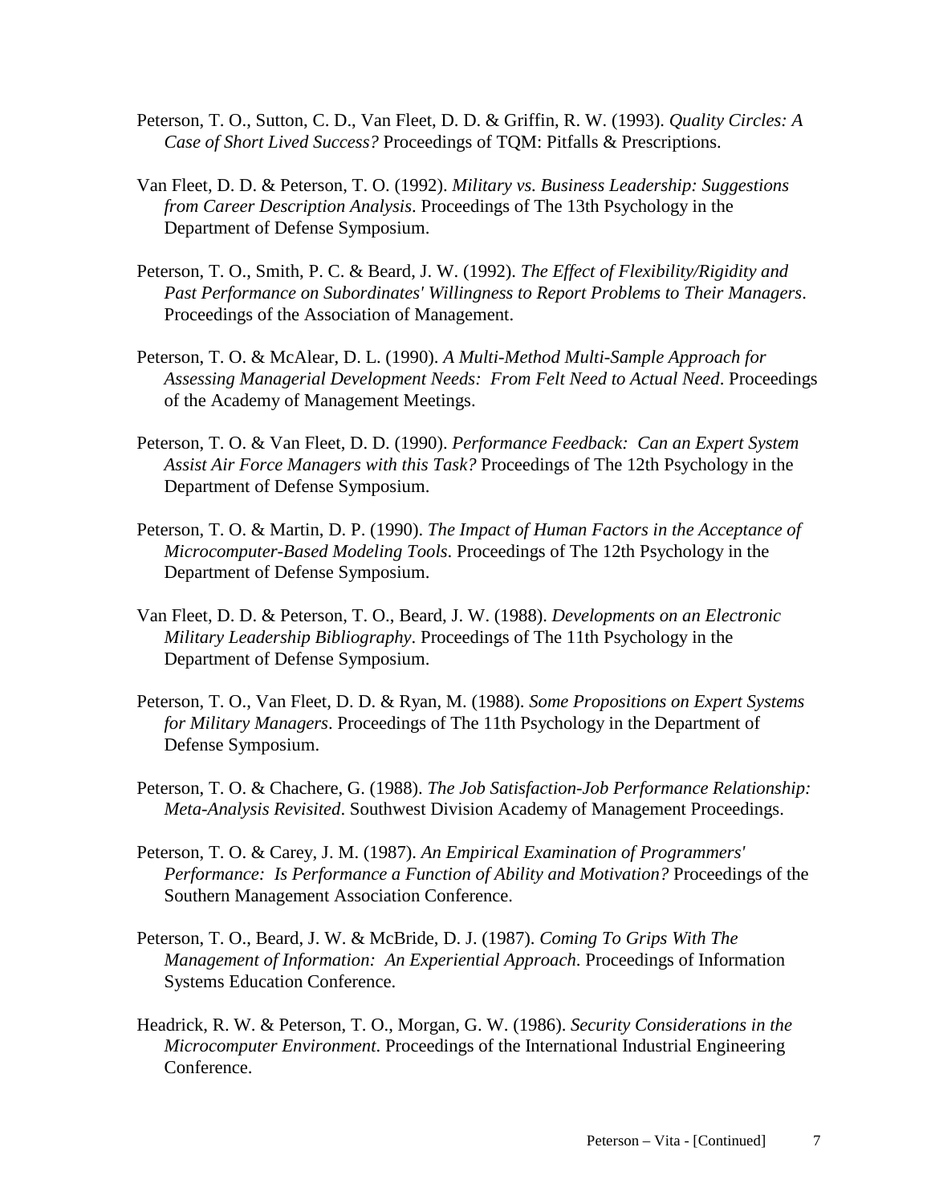Peterson, T. O., Sutton, C. D., Van Fleet, D. D. & Griffin, R. W. (1993). *Quality Circles: A Case of Short Lived Success?* Proceedings of TQM: Pitfalls & Prescriptions.

Van Fleet, D. D. & Peterson, T. O. (1992). *Military vs. Business Leadership: Suggestions from Career Description Analysis*. Proceedings of The 13th Psychology in the Department of Defense Symposium.

Peterson, T. O., Smith, P. C. & Beard, J. W. (1992). *The Effect of Flexibility/Rigidity and Past Performance on Subordinates' Willingness to Report Problems to Their Managers*. Proceedings of the Association of Management.

Peterson, T. O. & McAlear, D. L. (1990). *A Multi-Method Multi-Sample Approach for Assessing Managerial Development Needs: From Felt Need to Actual Need*. Proceedings of the Academy of Management Meetings.

Peterson, T. O. & Van Fleet, D. D. (1990). *Performance Feedback: Can an Expert System Assist Air Force Managers with this Task?* Proceedings of The 12th Psychology in the Department of Defense Symposium.

Peterson, T. O. & Martin, D. P. (1990). *The Impact of Human Factors in the Acceptance of Microcomputer-Based Modeling Tools*. Proceedings of The 12th Psychology in the Department of Defense Symposium.

Van Fleet, D. D. & Peterson, T. O., Beard, J. W. (1988). *Developments on an Electronic Military Leadership Bibliography*. Proceedings of The 11th Psychology in the Department of Defense Symposium.

Peterson, T. O., Van Fleet, D. D. & Ryan, M. (1988). *Some Propositions on Expert Systems for Military Managers*. Proceedings of The 11th Psychology in the Department of Defense Symposium.

Peterson, T. O. & Chachere, G. (1988). *The Job Satisfaction-Job Performance Relationship: Meta-Analysis Revisited*. Southwest Division Academy of Management Proceedings.

Peterson, T. O. & Carey, J. M. (1987). *An Empirical Examination of Programmers' Performance: Is Performance a Function of Ability and Motivation?* Proceedings of the Southern Management Association Conference.

Peterson, T. O., Beard, J. W. & McBride, D. J. (1987). *Coming To Grips With The Management of Information: An Experiential Approach*. Proceedings of Information Systems Education Conference.

Headrick, R. W. & Peterson, T. O., Morgan, G. W. (1986). *Security Considerations in the Microcomputer Environment*. Proceedings of the International Industrial Engineering Conference.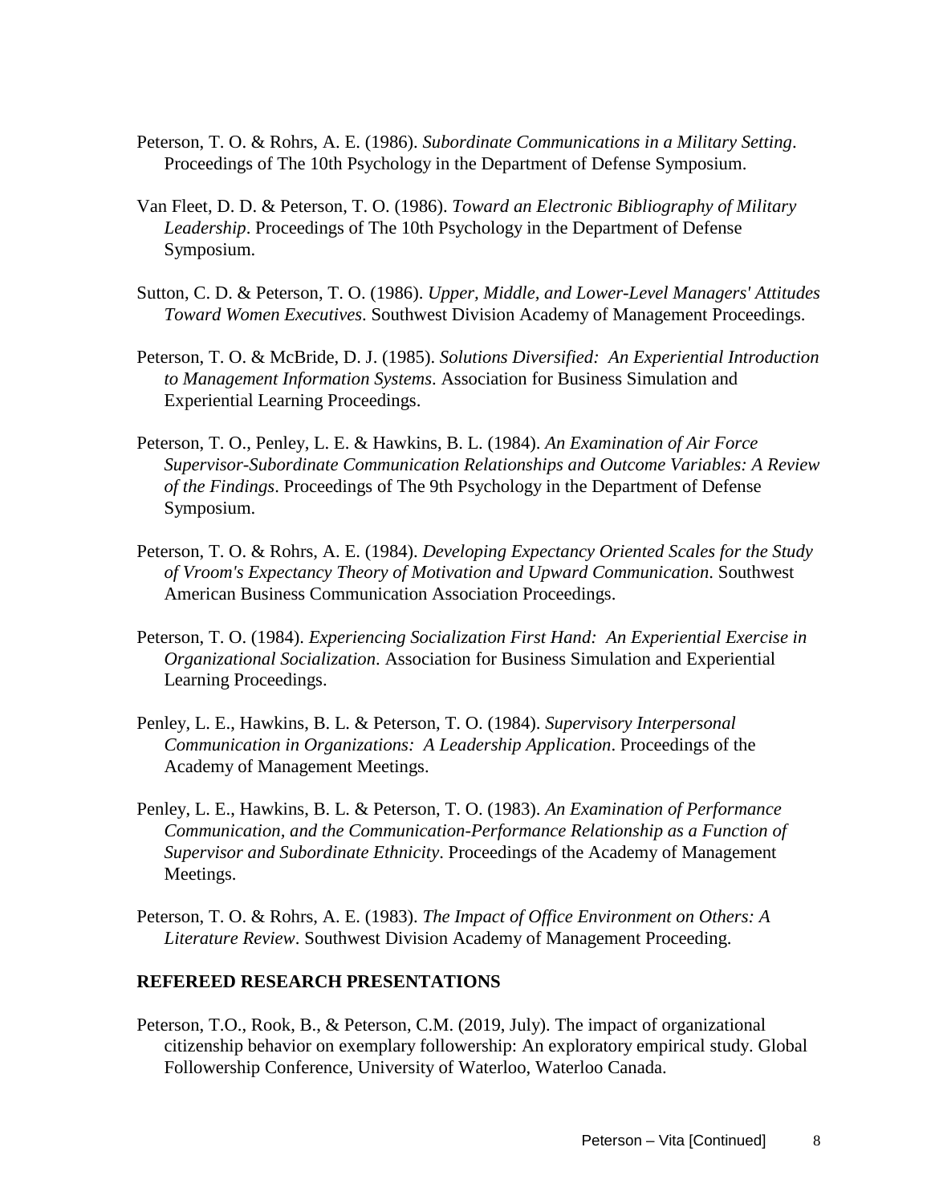Peterson, T. O. & Rohrs, A. E. (1986). *Subordinate Communications in a Military Setting*. Proceedings of The 10th Psychology in the Department of Defense Symposium.

Van Fleet, D. D. & Peterson, T. O. (1986). *Toward an Electronic Bibliography of Military Leadership*. Proceedings of The 10th Psychology in the Department of Defense Symposium.

Sutton, C. D. & Peterson, T. O. (1986). *Upper, Middle, and Lower-Level Managers' Attitudes Toward Women Executives*. Southwest Division Academy of Management Proceedings.

Peterson, T. O. & McBride, D. J. (1985). *Solutions Diversified: An Experiential Introduction to Management Information Systems*. Association for Business Simulation and Experiential Learning Proceedings.

Peterson, T. O., Penley, L. E. & Hawkins, B. L. (1984). *An Examination of Air Force Supervisor-Subordinate Communication Relationships and Outcome Variables: A Review of the Findings*. Proceedings of The 9th Psychology in the Department of Defense Symposium.

Peterson, T. O. & Rohrs, A. E. (1984). *Developing Expectancy Oriented Scales for the Study of Vroom's Expectancy Theory of Motivation and Upward Communication*. Southwest American Business Communication Association Proceedings.

Peterson, T. O. (1984). *Experiencing Socialization First Hand: An Experiential Exercise in Organizational Socialization*. Association for Business Simulation and Experiential Learning Proceedings.

Penley, L. E., Hawkins, B. L. & Peterson, T. O. (1984). *Supervisory Interpersonal Communication in Organizations: A Leadership Application*. Proceedings of the Academy of Management Meetings.

Penley, L. E., Hawkins, B. L. & Peterson, T. O. (1983). *An Examination of Performance Communication, and the Communication-Performance Relationship as a Function of Supervisor and Subordinate Ethnicity*. Proceedings of the Academy of Management Meetings.

Peterson, T. O. & Rohrs, A. E. (1983). *The Impact of Office Environment on Others: A Literature Review*. Southwest Division Academy of Management Proceeding.

## REFEREED RESEARCH PRESENTATIONS

Peterson, T.O., Rook, B., & Peterson, C.M. (2019, July). The impact of organizational citizenship behavior on exemplary followership: An exploratory empirical study. Global Followership Conference, University of Waterloo, Waterloo Canada.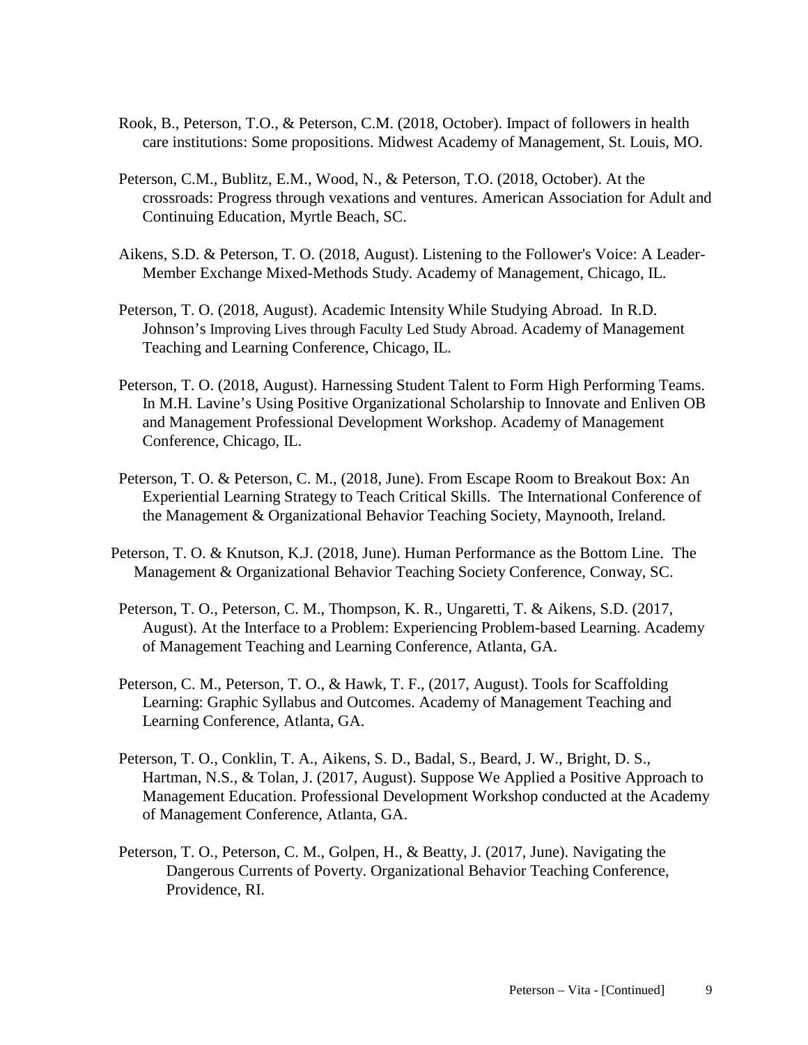Rook, B., Peterson, T.O., & Peterson, C.M. (2018, October). Impact of followers in health care institutions: Some propositions. Midwest Academy of Management, St. Louis, MO.

Peterson, C.M., Bublitz, E.M., Wood, N., & Peterson, T.O. (2018, October). At the crossroads: Progress through vexations and ventures. American Association for Adult and Continuing Education, Myrtle Beach, SC.

Aikens, S.D. & Peterson, T. O. (2018, August). Listening to the Follower's Voice: A Leader-Member Exchange Mixed-Methods Study. Academy of Management, Chicago, IL.

Peterson, T. O. (2018, August). Academic Intensity While Studying Abroad. In R.D. Johnson's Improving Lives through Faculty Led Study Abroad. Academy of Management Teaching and Learning Conference, Chicago, IL.

Peterson, T. O. (2018, August). Harnessing Student Talent to Form High Performing Teams. In M.H. Lavine's Using Positive Organizational Scholarship to Innovate and Enliven OB and Management Professional Development Workshop. Academy of Management Conference, Chicago, IL.

Peterson, T. O. & Peterson, C. M., (2018, June). From Escape Room to Breakout Box: An Experiential Learning Strategy to Teach Critical Skills. The International Conference of the Management & Organizational Behavior Teaching Society, Maynooth, Ireland.

Peterson, T. O. & Knutson, K.J. (2018, June). Human Performance as the Bottom Line. The Management & Organizational Behavior Teaching Society Conference, Conway, SC.

Peterson, T. O., Peterson, C. M., Thompson, K. R., Ungaretti, T. & Aikens, S.D. (2017, August). At the Interface to a Problem: Experiencing Problem-based Learning. Academy of Management Teaching and Learning Conference, Atlanta, GA.

Peterson, C. M., Peterson, T. O., & Hawk, T. F., (2017, August). Tools for Scaffolding Learning: Graphic Syllabus and Outcomes. Academy of Management Teaching and Learning Conference, Atlanta, GA.

Peterson, T. O., Conklin, T. A., Aikens, S. D., Badal, S., Beard, J. W., Bright, D. S., Hartman, N.S., & Tolan, J. (2017, August). Suppose We Applied a Positive Approach to Management Education. Professional Development Workshop conducted at the Academy of Management Conference, Atlanta, GA.

Peterson, T. O., Peterson, C. M., Golpen, H., & Beatty, J. (2017, June). Navigating the Dangerous Currents of Poverty. Organizational Behavior Teaching Conference, Providence, RI.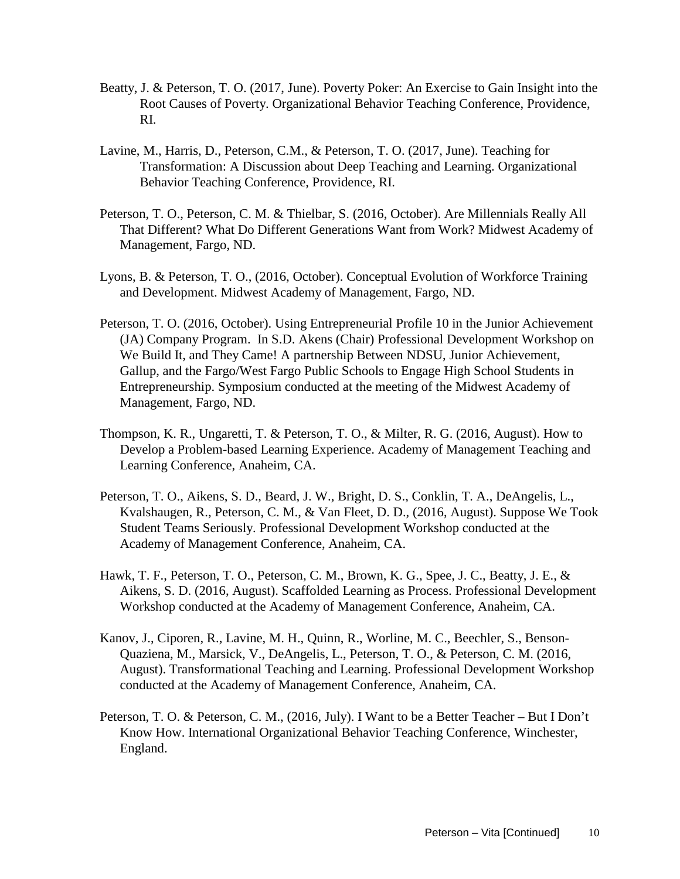Beatty, J. & Peterson, T. O. (2017, June). Poverty Poker: An Exercise to Gain Insight into the Root Causes of Poverty. Organizational Behavior Teaching Conference, Providence, RI.

Lavine, M., Harris, D., Peterson, C.M., & Peterson, T. O. (2017, June). Teaching for Transformation: A Discussion about Deep Teaching and Learning. Organizational Behavior Teaching Conference, Providence, RI.

Peterson, T. O., Peterson, C. M. & Thielbar, S. (2016, October). Are Millennials Really All That Different? What Do Different Generations Want from Work? Midwest Academy of Management, Fargo, ND.

Lyons, B. & Peterson, T. O., (2016, October). Conceptual Evolution of Workforce Training and Development. Midwest Academy of Management, Fargo, ND.

Peterson, T. O. (2016, October). Using Entrepreneurial Profile 10 in the Junior Achievement (JA) Company Program. In S.D. Akens (Chair) Professional Development Workshop on We Build It, and They Came! A partnership Between NDSU, Junior Achievement, Gallup, and the Fargo/West Fargo Public Schools to Engage High School Students in Entrepreneurship. Symposium conducted at the meeting of the Midwest Academy of Management, Fargo, ND.

Thompson, K. R., Ungaretti, T. & Peterson, T. O., & Milter, R. G. (2016, August). How to Develop a Problem-based Learning Experience. Academy of Management Teaching and Learning Conference, Anaheim, CA.

Peterson, T. O., Aikens, S. D., Beard, J. W., Bright, D. S., Conklin, T. A., DeAngelis, L., Kvalshaugen, R., Peterson, C. M., & Van Fleet, D. D., (2016, August). Suppose We Took Student Teams Seriously. Professional Development Workshop conducted at the Academy of Management Conference, Anaheim, CA.

Hawk, T. F., Peterson, T. O., Peterson, C. M., Brown, K. G., Spee, J. C., Beatty, J. E., & Aikens, S. D. (2016, August). Scaffolded Learning as Process. Professional Development Workshop conducted at the Academy of Management Conference, Anaheim, CA.

Kanov, J., Ciporen, R., Lavine, M. H., Quinn, R., Worline, M. C., Beechler, S., Benson-Quaziena, M., Marsick, V., DeAngelis, L., Peterson, T. O., & Peterson, C. M. (2016, August). Transformational Teaching and Learning. Professional Development Workshop conducted at the Academy of Management Conference, Anaheim, CA.

Peterson, T. O. & Peterson, C. M., (2016, July). I Want to be a Better Teacher – But I Don't Know How. International Organizational Behavior Teaching Conference, Winchester, England.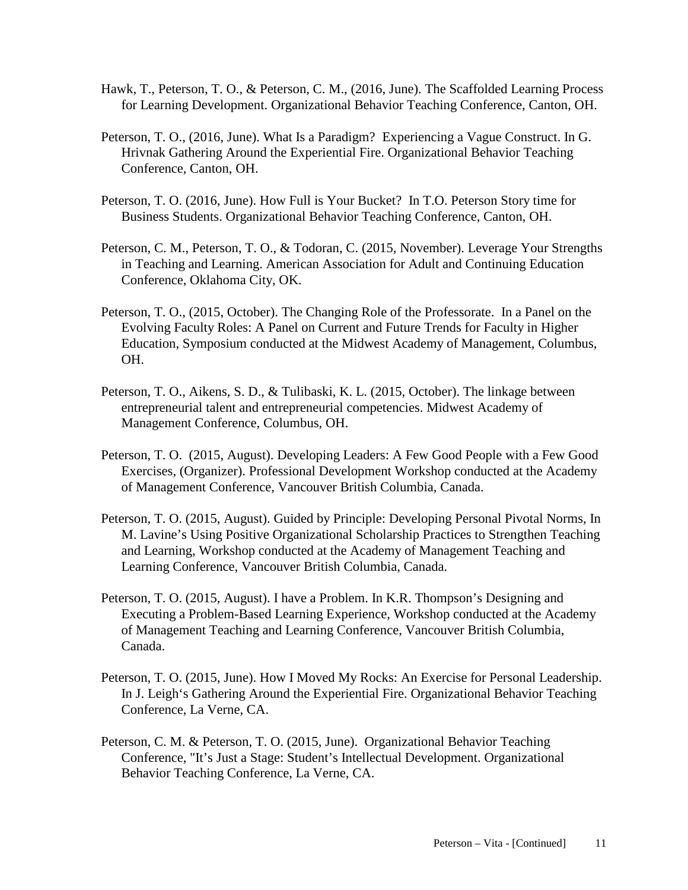Hawk, T., Peterson, T. O., & Peterson, C. M., (2016, June). The Scaffolded Learning Process for Learning Development. Organizational Behavior Teaching Conference, Canton, OH.

Peterson, T. O., (2016, June). What Is a Paradigm? Experiencing a Vague Construct. In G. Hrivnak Gathering Around the Experiential Fire. Organizational Behavior Teaching Conference, Canton, OH.

Peterson, T. O. (2016, June). How Full is Your Bucket? In T.O. Peterson Story time for Business Students. Organizational Behavior Teaching Conference, Canton, OH.

Peterson, C. M., Peterson, T. O., & Todoran, C. (2015, November). Leverage Your Strengths in Teaching and Learning. American Association for Adult and Continuing Education Conference, Oklahoma City, OK.

Peterson, T. O., (2015, October). The Changing Role of the Professorate. In a Panel on the Evolving Faculty Roles: A Panel on Current and Future Trends for Faculty in Higher Education, Symposium conducted at the Midwest Academy of Management, Columbus, OH.

Peterson, T. O., Aikens, S. D., & Tulibaski, K. L. (2015, October). The linkage between entrepreneurial talent and entrepreneurial competencies. Midwest Academy of Management Conference, Columbus, OH.

Peterson, T. O. (2015, August). Developing Leaders: A Few Good People with a Few Good Exercises, (Organizer). Professional Development Workshop conducted at the Academy of Management Conference, Vancouver British Columbia, Canada.

Peterson, T. O. (2015, August). Guided by Principle: Developing Personal Pivotal Norms, In M. Lavine's Using Positive Organizational Scholarship Practices to Strengthen Teaching and Learning, Workshop conducted at the Academy of Management Teaching and Learning Conference, Vancouver British Columbia, Canada.

Peterson, T. O. (2015, August). I have a Problem. In K.R. Thompson's Designing and Executing a Problem-Based Learning Experience, Workshop conducted at the Academy of Management Teaching and Learning Conference, Vancouver British Columbia, Canada.

Peterson, T. O. (2015, June). How I Moved My Rocks: An Exercise for Personal Leadership. In J. Leigh's Gathering Around the Experiential Fire. Organizational Behavior Teaching Conference, La Verne, CA.

Peterson, C. M. & Peterson, T. O. (2015, June). Organizational Behavior Teaching Conference, "It's Just a Stage: Student's Intellectual Development. Organizational Behavior Teaching Conference, La Verne, CA.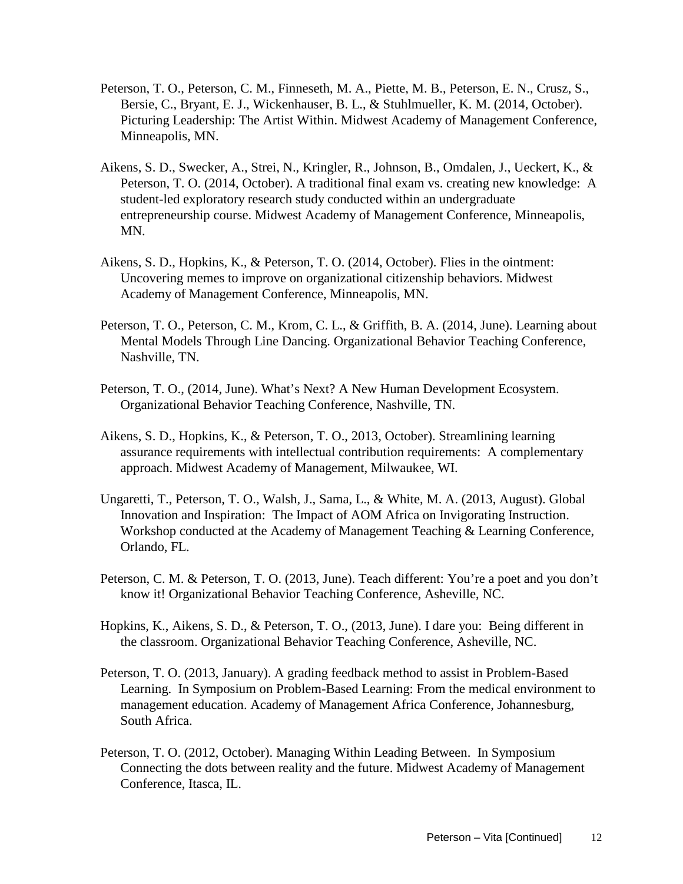Peterson, T. O., Peterson, C. M., Finneseth, M. A., Piette, M. B., Peterson, E. N., Crusz, S., Bersie, C., Bryant, E. J., Wickenhauser, B. L., & Stuhlmueller, K. M. (2014, October). Picturing Leadership: The Artist Within. Midwest Academy of Management Conference, Minneapolis, MN.

Aikens, S. D., Swecker, A., Strei, N., Kringler, R., Johnson, B., Omdalen, J., Ueckert, K., & Peterson, T. O. (2014, October). A traditional final exam vs. creating new knowledge: A student-led exploratory research study conducted within an undergraduate entrepreneurship course. Midwest Academy of Management Conference, Minneapolis, MN.

Aikens, S. D., Hopkins, K., & Peterson, T. O. (2014, October). Flies in the ointment: Uncovering memes to improve on organizational citizenship behaviors. Midwest Academy of Management Conference, Minneapolis, MN.

Peterson, T. O., Peterson, C. M., Krom, C. L., & Griffith, B. A. (2014, June). Learning about Mental Models Through Line Dancing. Organizational Behavior Teaching Conference, Nashville, TN.

Peterson, T. O., (2014, June). What's Next? A New Human Development Ecosystem. Organizational Behavior Teaching Conference, Nashville, TN.

Aikens, S. D., Hopkins, K., & Peterson, T. O., 2013, October). Streamlining learning assurance requirements with intellectual contribution requirements: A complementary approach. Midwest Academy of Management, Milwaukee, WI.

Ungaretti, T., Peterson, T. O., Walsh, J., Sama, L., & White, M. A. (2013, August). Global Innovation and Inspiration: The Impact of AOM Africa on Invigorating Instruction. Workshop conducted at the Academy of Management Teaching & Learning Conference, Orlando, FL.

Peterson, C. M. & Peterson, T. O. (2013, June). Teach different: You're a poet and you don't know it! Organizational Behavior Teaching Conference, Asheville, NC.

Hopkins, K., Aikens, S. D., & Peterson, T. O., (2013, June). I dare you: Being different in the classroom. Organizational Behavior Teaching Conference, Asheville, NC.

Peterson, T. O. (2013, January). A grading feedback method to assist in Problem-Based Learning. In Symposium on Problem-Based Learning: From the medical environment to management education. Academy of Management Africa Conference, Johannesburg, South Africa.

Peterson, T. O. (2012, October). Managing Within Leading Between. In Symposium Connecting the dots between reality and the future. Midwest Academy of Management Conference, Itasca, IL.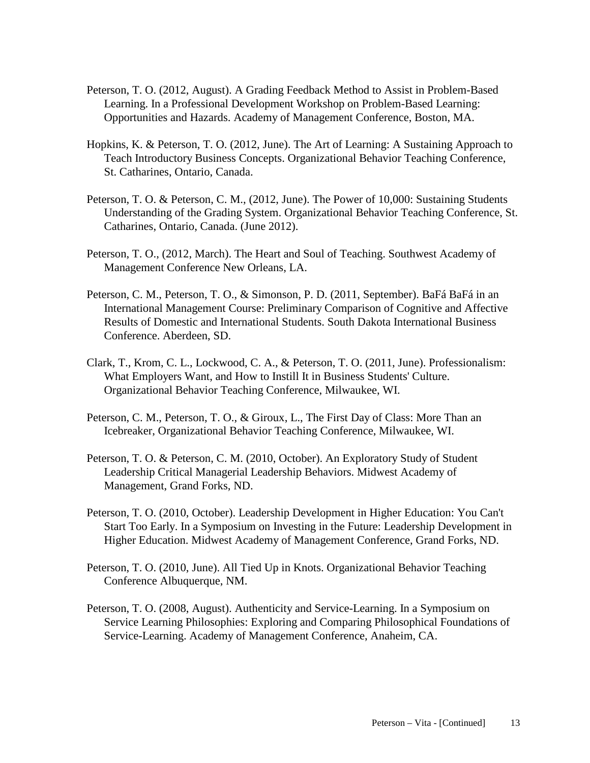Peterson, T. O. (2012, August). A Grading Feedback Method to Assist in Problem-Based Learning. In a Professional Development Workshop on Problem-Based Learning: Opportunities and Hazards. Academy of Management Conference, Boston, MA.

Hopkins, K. & Peterson, T. O. (2012, June). The Art of Learning: A Sustaining Approach to Teach Introductory Business Concepts. Organizational Behavior Teaching Conference, St. Catharines, Ontario, Canada.

Peterson, T. O. & Peterson, C. M., (2012, June). The Power of 10,000: Sustaining Students Understanding of the Grading System. Organizational Behavior Teaching Conference, St. Catharines, Ontario, Canada. (June 2012).

Peterson, T. O., (2012, March). The Heart and Soul of Teaching. Southwest Academy of Management Conference New Orleans, LA.

Peterson, C. M., Peterson, T. O., & Simonson, P. D. (2011, September). BaFá BaFá in an International Management Course: Preliminary Comparison of Cognitive and Affective Results of Domestic and International Students. South Dakota International Business Conference. Aberdeen, SD.

Clark, T., Krom, C. L., Lockwood, C. A., & Peterson, T. O. (2011, June). Professionalism: What Employers Want, and How to Instill It in Business Students' Culture. Organizational Behavior Teaching Conference, Milwaukee, WI.

Peterson, C. M., Peterson, T. O., & Giroux, L., The First Day of Class: More Than an Icebreaker, Organizational Behavior Teaching Conference, Milwaukee, WI.

Peterson, T. O. & Peterson, C. M. (2010, October). An Exploratory Study of Student Leadership Critical Managerial Leadership Behaviors. Midwest Academy of Management, Grand Forks, ND.

Peterson, T. O. (2010, October). Leadership Development in Higher Education: You Can't Start Too Early. In a Symposium on Investing in the Future: Leadership Development in Higher Education. Midwest Academy of Management Conference, Grand Forks, ND.

Peterson, T. O. (2010, June). All Tied Up in Knots. Organizational Behavior Teaching Conference Albuquerque, NM.

Peterson, T. O. (2008, August). Authenticity and Service-Learning. In a Symposium on Service Learning Philosophies: Exploring and Comparing Philosophical Foundations of Service-Learning. Academy of Management Conference, Anaheim, CA.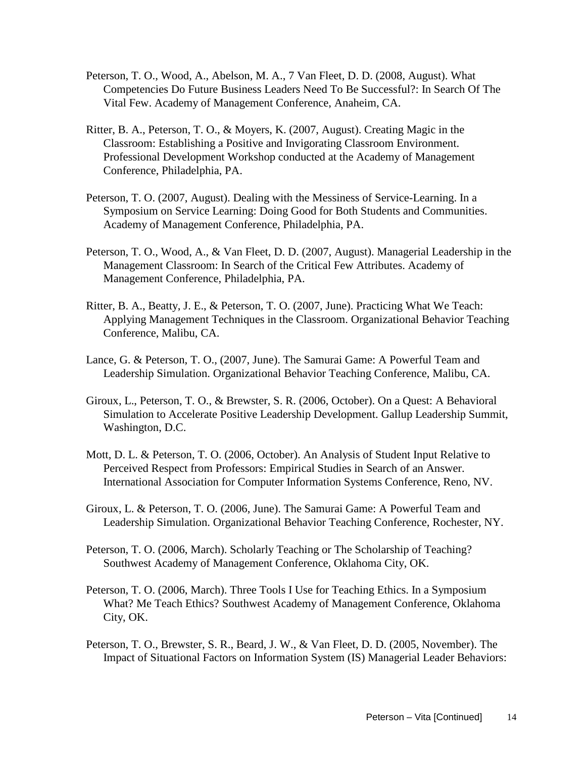Peterson, T. O., Wood, A., Abelson, M. A., 7 Van Fleet, D. D. (2008, August). What Competencies Do Future Business Leaders Need To Be Successful?: In Search Of The Vital Few. Academy of Management Conference, Anaheim, CA.

Ritter, B. A., Peterson, T. O., & Moyers, K. (2007, August). Creating Magic in the Classroom: Establishing a Positive and Invigorating Classroom Environment. Professional Development Workshop conducted at the Academy of Management Conference, Philadelphia, PA.

Peterson, T. O. (2007, August). Dealing with the Messiness of Service-Learning. In a Symposium on Service Learning: Doing Good for Both Students and Communities. Academy of Management Conference, Philadelphia, PA.

Peterson, T. O., Wood, A., & Van Fleet, D. D. (2007, August). Managerial Leadership in the Management Classroom: In Search of the Critical Few Attributes. Academy of Management Conference, Philadelphia, PA.

Ritter, B. A., Beatty, J. E., & Peterson, T. O. (2007, June). Practicing What We Teach: Applying Management Techniques in the Classroom. Organizational Behavior Teaching Conference, Malibu, CA.

Lance, G. & Peterson, T. O., (2007, June). The Samurai Game: A Powerful Team and Leadership Simulation. Organizational Behavior Teaching Conference, Malibu, CA.

Giroux, L., Peterson, T. O., & Brewster, S. R. (2006, October). On a Quest: A Behavioral Simulation to Accelerate Positive Leadership Development. Gallup Leadership Summit, Washington, D.C.

Mott, D. L. & Peterson, T. O. (2006, October). An Analysis of Student Input Relative to Perceived Respect from Professors: Empirical Studies in Search of an Answer. International Association for Computer Information Systems Conference, Reno, NV.

Giroux, L. & Peterson, T. O. (2006, June). The Samurai Game: A Powerful Team and Leadership Simulation. Organizational Behavior Teaching Conference, Rochester, NY.

Peterson, T. O. (2006, March). Scholarly Teaching or The Scholarship of Teaching? Southwest Academy of Management Conference, Oklahoma City, OK.

Peterson, T. O. (2006, March). Three Tools I Use for Teaching Ethics. In a Symposium What? Me Teach Ethics? Southwest Academy of Management Conference, Oklahoma City, OK.

Peterson, T. O., Brewster, S. R., Beard, J. W., & Van Fleet, D. D. (2005, November). The Impact of Situational Factors on Information System (IS) Managerial Leader Behaviors: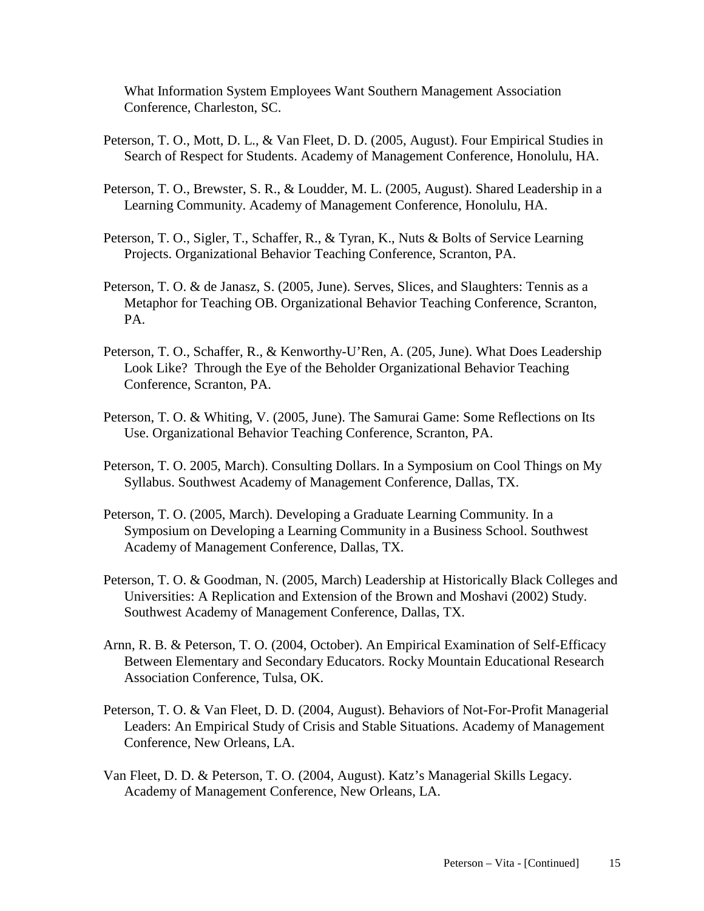What Information System Employees Want Southern Management Association Conference, Charleston, SC.

Peterson, T. O., Mott, D. L., & Van Fleet, D. D. (2005, August). Four Empirical Studies in Search of Respect for Students. Academy of Management Conference, Honolulu, HA.

Peterson, T. O., Brewster, S. R., & Loudder, M. L. (2005, August). Shared Leadership in a Learning Community. Academy of Management Conference, Honolulu, HA.

Peterson, T. O., Sigler, T., Schaffer, R., & Tyran, K., Nuts & Bolts of Service Learning Projects. Organizational Behavior Teaching Conference, Scranton, PA.

Peterson, T. O. & de Janasz, S. (2005, June). Serves, Slices, and Slaughters: Tennis as a Metaphor for Teaching OB. Organizational Behavior Teaching Conference, Scranton, PA.

Peterson, T. O., Schaffer, R., & Kenworthy-U'Ren, A. (205, June). What Does Leadership Look Like? Through the Eye of the Beholder Organizational Behavior Teaching Conference, Scranton, PA.

Peterson, T. O. & Whiting, V. (2005, June). The Samurai Game: Some Reflections on Its Use. Organizational Behavior Teaching Conference, Scranton, PA.

Peterson, T. O. 2005, March). Consulting Dollars. In a Symposium on Cool Things on My Syllabus. Southwest Academy of Management Conference, Dallas, TX.

Peterson, T. O. (2005, March). Developing a Graduate Learning Community. In a Symposium on Developing a Learning Community in a Business School. Southwest Academy of Management Conference, Dallas, TX.

Peterson, T. O. & Goodman, N. (2005, March) Leadership at Historically Black Colleges and Universities: A Replication and Extension of the Brown and Moshavi (2002) Study. Southwest Academy of Management Conference, Dallas, TX.

Arnn, R. B. & Peterson, T. O. (2004, October). An Empirical Examination of Self-Efficacy Between Elementary and Secondary Educators. Rocky Mountain Educational Research Association Conference, Tulsa, OK.

Peterson, T. O. & Van Fleet, D. D. (2004, August). Behaviors of Not-For-Profit Managerial Leaders: An Empirical Study of Crisis and Stable Situations. Academy of Management Conference, New Orleans, LA.

Van Fleet, D. D. & Peterson, T. O. (2004, August). Katz's Managerial Skills Legacy. Academy of Management Conference, New Orleans, LA.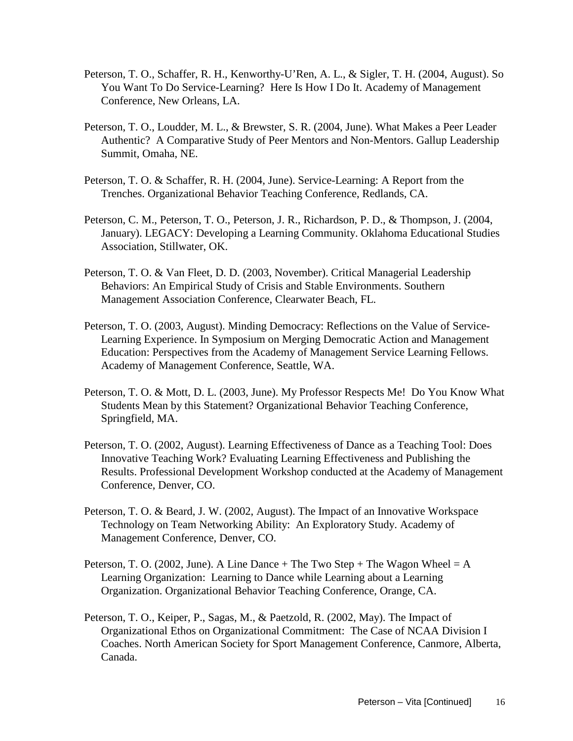Peterson, T. O., Schaffer, R. H., Kenworthy-U'Ren, A. L., & Sigler, T. H. (2004, August). So You Want To Do Service-Learning? Here Is How I Do It. Academy of Management Conference, New Orleans, LA.

Peterson, T. O., Loudder, M. L., & Brewster, S. R. (2004, June). What Makes a Peer Leader Authentic? A Comparative Study of Peer Mentors and Non-Mentors. Gallup Leadership Summit, Omaha, NE.

Peterson, T. O. & Schaffer, R. H. (2004, June). Service-Learning: A Report from the Trenches. Organizational Behavior Teaching Conference, Redlands, CA.

Peterson, C. M., Peterson, T. O., Peterson, J. R., Richardson, P. D., & Thompson, J. (2004, January). LEGACY: Developing a Learning Community. Oklahoma Educational Studies Association, Stillwater, OK.

Peterson, T. O. & Van Fleet, D. D. (2003, November). Critical Managerial Leadership Behaviors: An Empirical Study of Crisis and Stable Environments. Southern Management Association Conference, Clearwater Beach, FL.

Peterson, T. O. (2003, August). Minding Democracy: Reflections on the Value of Service-Learning Experience. In Symposium on Merging Democratic Action and Management Education: Perspectives from the Academy of Management Service Learning Fellows. Academy of Management Conference, Seattle, WA.

Peterson, T. O. & Mott, D. L. (2003, June). My Professor Respects Me! Do You Know What Students Mean by this Statement? Organizational Behavior Teaching Conference, Springfield, MA.

Peterson, T. O. (2002, August). Learning Effectiveness of Dance as a Teaching Tool: Does Innovative Teaching Work? Evaluating Learning Effectiveness and Publishing the Results. Professional Development Workshop conducted at the Academy of Management Conference, Denver, CO.

Peterson, T. O. & Beard, J. W. (2002, August). The Impact of an Innovative Workspace Technology on Team Networking Ability: An Exploratory Study. Academy of Management Conference, Denver, CO.

Peterson, T. O. (2002, June). A Line Dance + The Two Step + The Wagon Wheel = A Learning Organization: Learning to Dance while Learning about a Learning Organization. Organizational Behavior Teaching Conference, Orange, CA.

Peterson, T. O., Keiper, P., Sagas, M., & Paetzold, R. (2002, May). The Impact of Organizational Ethos on Organizational Commitment: The Case of NCAA Division I Coaches. North American Society for Sport Management Conference, Canmore, Alberta, Canada.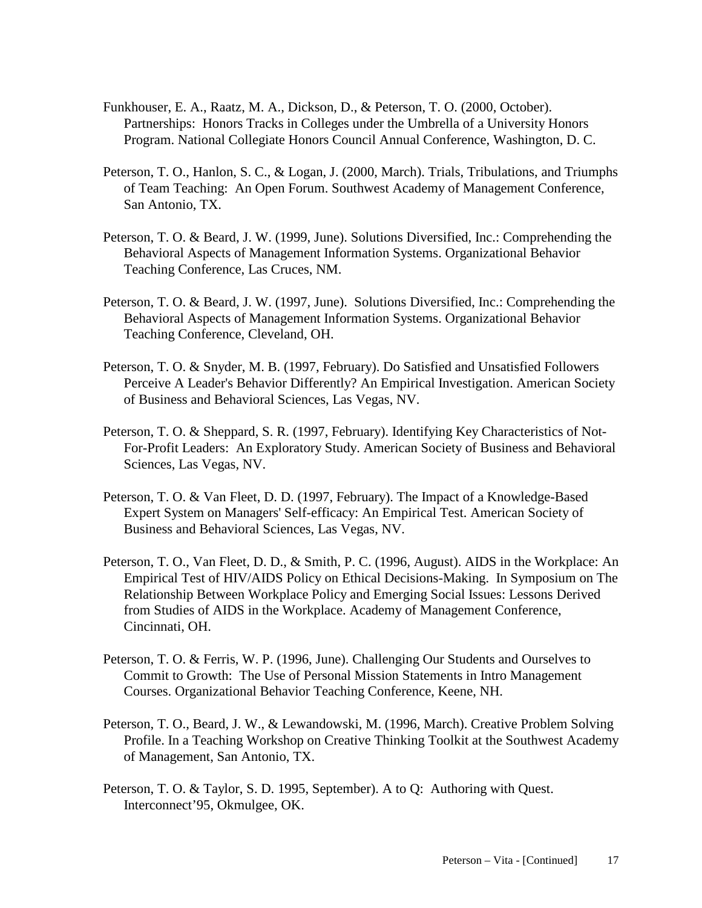Funkhouser, E. A., Raatz, M. A., Dickson, D., & Peterson, T. O. (2000, October). Partnerships: Honors Tracks in Colleges under the Umbrella of a University Honors Program. National Collegiate Honors Council Annual Conference, Washington, D. C.

Peterson, T. O., Hanlon, S. C., & Logan, J. (2000, March). Trials, Tribulations, and Triumphs of Team Teaching: An Open Forum. Southwest Academy of Management Conference, San Antonio, TX.

Peterson, T. O. & Beard, J. W. (1999, June). Solutions Diversified, Inc.: Comprehending the Behavioral Aspects of Management Information Systems. Organizational Behavior Teaching Conference, Las Cruces, NM.

Peterson, T. O. & Beard, J. W. (1997, June). Solutions Diversified, Inc.: Comprehending the Behavioral Aspects of Management Information Systems. Organizational Behavior Teaching Conference, Cleveland, OH.

Peterson, T. O. & Snyder, M. B. (1997, February). Do Satisfied and Unsatisfied Followers Perceive A Leader's Behavior Differently? An Empirical Investigation. American Society of Business and Behavioral Sciences, Las Vegas, NV.

Peterson, T. O. & Sheppard, S. R. (1997, February). Identifying Key Characteristics of Not-For-Profit Leaders: An Exploratory Study. American Society of Business and Behavioral Sciences, Las Vegas, NV.

Peterson, T. O. & Van Fleet, D. D. (1997, February). The Impact of a Knowledge-Based Expert System on Managers' Self-efficacy: An Empirical Test. American Society of Business and Behavioral Sciences, Las Vegas, NV.

Peterson, T. O., Van Fleet, D. D., & Smith, P. C. (1996, August). AIDS in the Workplace: An Empirical Test of HIV/AIDS Policy on Ethical Decisions-Making. In Symposium on The Relationship Between Workplace Policy and Emerging Social Issues: Lessons Derived from Studies of AIDS in the Workplace. Academy of Management Conference, Cincinnati, OH.

Peterson, T. O. & Ferris, W. P. (1996, June). Challenging Our Students and Ourselves to Commit to Growth: The Use of Personal Mission Statements in Intro Management Courses. Organizational Behavior Teaching Conference, Keene, NH.

Peterson, T. O., Beard, J. W., & Lewandowski, M. (1996, March). Creative Problem Solving Profile. In a Teaching Workshop on Creative Thinking Toolkit at the Southwest Academy of Management, San Antonio, TX.

Peterson, T. O. & Taylor, S. D. 1995, September). A to Q: Authoring with Quest. Interconnect'95, Okmulgee, OK.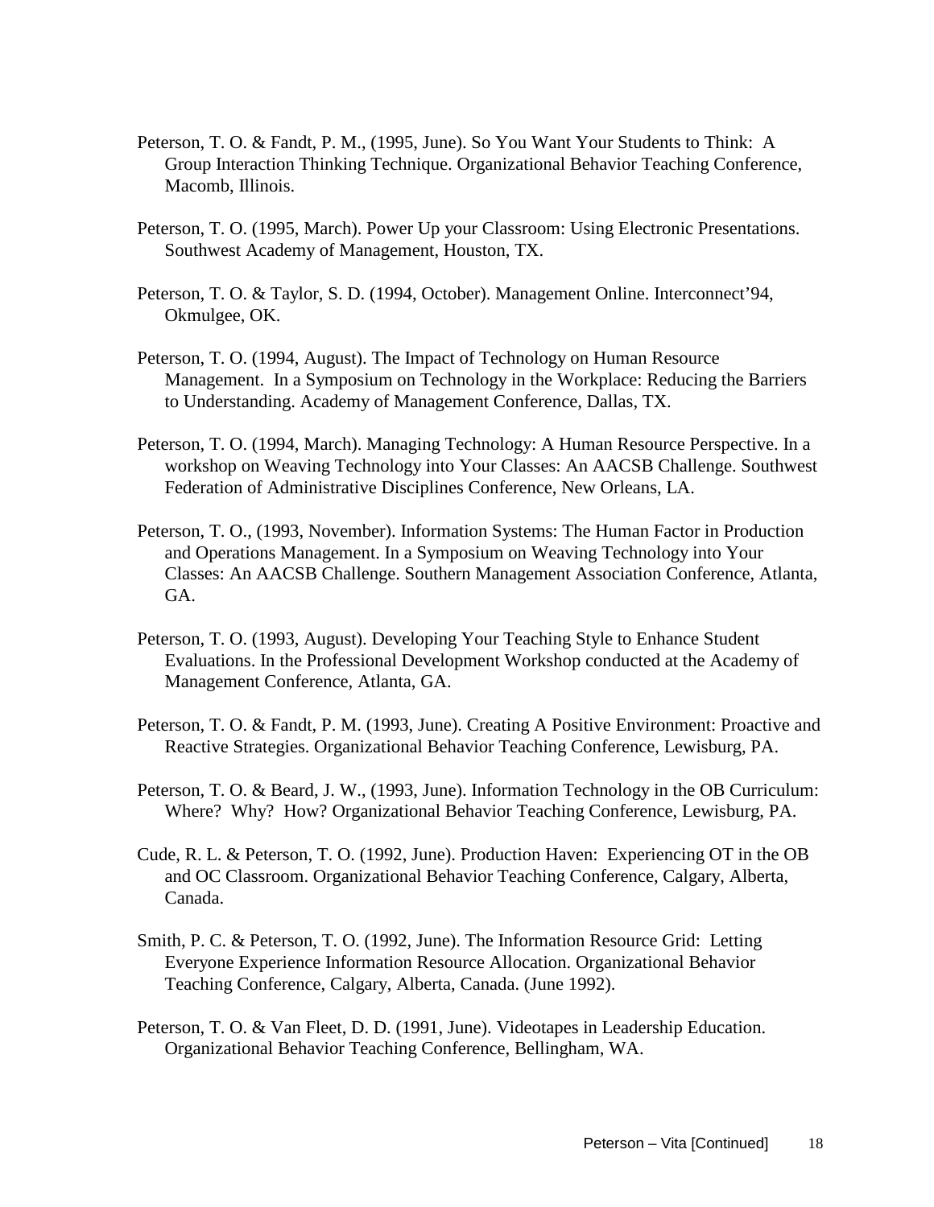Peterson, T. O. & Fandt, P. M., (1995, June). So You Want Your Students to Think: A Group Interaction Thinking Technique. Organizational Behavior Teaching Conference, Macomb, Illinois.

Peterson, T. O. (1995, March). Power Up your Classroom: Using Electronic Presentations. Southwest Academy of Management, Houston, TX.

Peterson, T. O. & Taylor, S. D. (1994, October). Management Online. Interconnect'94, Okmulgee, OK.

Peterson, T. O. (1994, August). The Impact of Technology on Human Resource Management. In a Symposium on Technology in the Workplace: Reducing the Barriers to Understanding. Academy of Management Conference, Dallas, TX.

Peterson, T. O. (1994, March). Managing Technology: A Human Resource Perspective. In a workshop on Weaving Technology into Your Classes: An AACSB Challenge. Southwest Federation of Administrative Disciplines Conference, New Orleans, LA.

Peterson, T. O., (1993, November). Information Systems: The Human Factor in Production and Operations Management. In a Symposium on Weaving Technology into Your Classes: An AACSB Challenge. Southern Management Association Conference, Atlanta, GA.

Peterson, T. O. (1993, August). Developing Your Teaching Style to Enhance Student Evaluations. In the Professional Development Workshop conducted at the Academy of Management Conference, Atlanta, GA.

Peterson, T. O. & Fandt, P. M. (1993, June). Creating A Positive Environment: Proactive and Reactive Strategies. Organizational Behavior Teaching Conference, Lewisburg, PA.

Peterson, T. O. & Beard, J. W., (1993, June). Information Technology in the OB Curriculum: Where? Why? How? Organizational Behavior Teaching Conference, Lewisburg, PA.

Cude, R. L. & Peterson, T. O. (1992, June). Production Haven: Experiencing OT in the OB and OC Classroom. Organizational Behavior Teaching Conference, Calgary, Alberta, Canada.

Smith, P. C. & Peterson, T. O. (1992, June). The Information Resource Grid: Letting Everyone Experience Information Resource Allocation. Organizational Behavior Teaching Conference, Calgary, Alberta, Canada. (June 1992).

Peterson, T. O. & Van Fleet, D. D. (1991, June). Videotapes in Leadership Education. Organizational Behavior Teaching Conference, Bellingham, WA.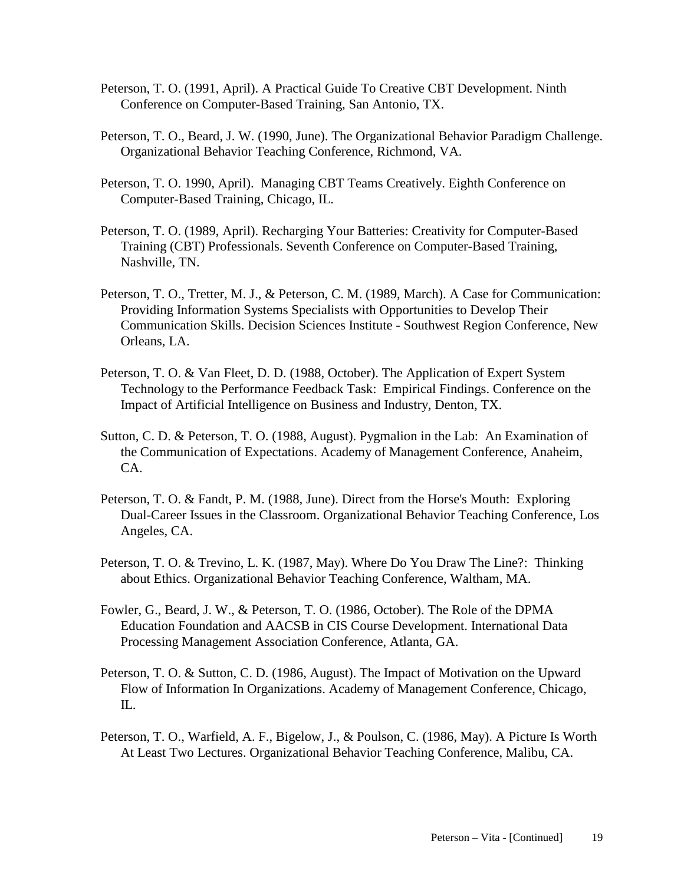Peterson, T. O. (1991, April). A Practical Guide To Creative CBT Development. Ninth Conference on Computer-Based Training, San Antonio, TX.

Peterson, T. O., Beard, J. W. (1990, June). The Organizational Behavior Paradigm Challenge. Organizational Behavior Teaching Conference, Richmond, VA.

Peterson, T. O. 1990, April). Managing CBT Teams Creatively. Eighth Conference on Computer-Based Training, Chicago, IL.

Peterson, T. O. (1989, April). Recharging Your Batteries: Creativity for Computer-Based Training (CBT) Professionals. Seventh Conference on Computer-Based Training, Nashville, TN.

Peterson, T. O., Tretter, M. J., & Peterson, C. M. (1989, March). A Case for Communication: Providing Information Systems Specialists with Opportunities to Develop Their Communication Skills. Decision Sciences Institute - Southwest Region Conference, New Orleans, LA.

Peterson, T. O. & Van Fleet, D. D. (1988, October). The Application of Expert System Technology to the Performance Feedback Task: Empirical Findings. Conference on the Impact of Artificial Intelligence on Business and Industry, Denton, TX.

Sutton, C. D. & Peterson, T. O. (1988, August). Pygmalion in the Lab: An Examination of the Communication of Expectations. Academy of Management Conference, Anaheim, CA.

Peterson, T. O. & Fandt, P. M. (1988, June). Direct from the Horse's Mouth: Exploring Dual-Career Issues in the Classroom. Organizational Behavior Teaching Conference, Los Angeles, CA.

Peterson, T. O. & Trevino, L. K. (1987, May). Where Do You Draw The Line?: Thinking about Ethics. Organizational Behavior Teaching Conference, Waltham, MA.

Fowler, G., Beard, J. W., & Peterson, T. O. (1986, October). The Role of the DPMA Education Foundation and AACSB in CIS Course Development. International Data Processing Management Association Conference, Atlanta, GA.

Peterson, T. O. & Sutton, C. D. (1986, August). The Impact of Motivation on the Upward Flow of Information In Organizations. Academy of Management Conference, Chicago, IL.

Peterson, T. O., Warfield, A. F., Bigelow, J., & Poulson, C. (1986, May). A Picture Is Worth At Least Two Lectures. Organizational Behavior Teaching Conference, Malibu, CA.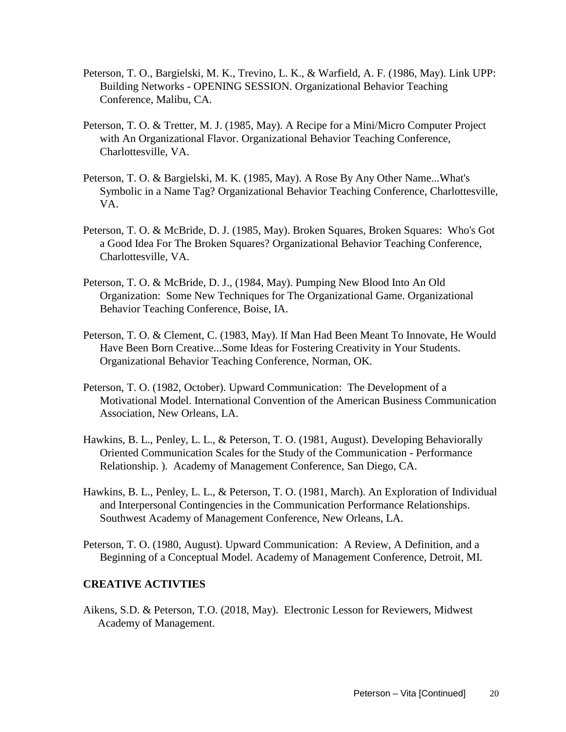Peterson, T. O., Bargielski, M. K., Trevino, L. K., & Warfield, A. F. (1986, May). Link UPP: Building Networks - OPENING SESSION. Organizational Behavior Teaching Conference, Malibu, CA.

Peterson, T. O. & Tretter, M. J. (1985, May). A Recipe for a Mini/Micro Computer Project with An Organizational Flavor. Organizational Behavior Teaching Conference, Charlottesville, VA.

Peterson, T. O. & Bargielski, M. K. (1985, May). A Rose By Any Other Name...What's Symbolic in a Name Tag? Organizational Behavior Teaching Conference, Charlottesville, VA.

Peterson, T. O. & McBride, D. J. (1985, May). Broken Squares, Broken Squares: Who's Got a Good Idea For The Broken Squares? Organizational Behavior Teaching Conference, Charlottesville, VA.

Peterson, T. O. & McBride, D. J., (1984, May). Pumping New Blood Into An Old Organization: Some New Techniques for The Organizational Game. Organizational Behavior Teaching Conference, Boise, IA.

Peterson, T. O. & Clement, C. (1983, May). If Man Had Been Meant To Innovate, He Would Have Been Born Creative...Some Ideas for Fostering Creativity in Your Students. Organizational Behavior Teaching Conference, Norman, OK.

Peterson, T. O. (1982, October). Upward Communication: The Development of a Motivational Model. International Convention of the American Business Communication Association, New Orleans, LA.

Hawkins, B. L., Penley, L. L., & Peterson, T. O. (1981, August). Developing Behaviorally Oriented Communication Scales for the Study of the Communication - Performance Relationship. ). Academy of Management Conference, San Diego, CA.

Hawkins, B. L., Penley, L. L., & Peterson, T. O. (1981, March). An Exploration of Individual and Interpersonal Contingencies in the Communication Performance Relationships. Southwest Academy of Management Conference, New Orleans, LA.

Peterson, T. O. (1980, August). Upward Communication: A Review, A Definition, and a Beginning of a Conceptual Model. Academy of Management Conference, Detroit, MI.

**CREATIVE ACTIVTIES**

Aikens, S.D. & Peterson, T.O. (2018, May). Electronic Lesson for Reviewers, Midwest Academy of Management.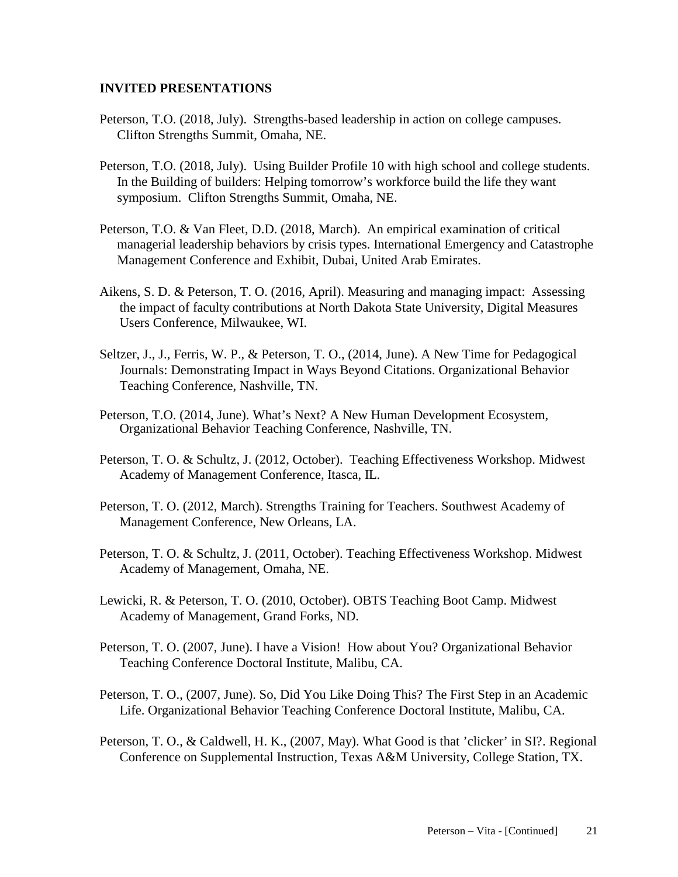## INVITED PRESENTATIONS

Peterson, T.O. (2018, July). Strengths-based leadership in action on college campuses. Clifton Strengths Summit, Omaha, NE.

Peterson, T.O. (2018, July). Using Builder Profile 10 with high school and college students. In the Building of builders: Helping tomorrow's workforce build the life they want symposium. Clifton Strengths Summit, Omaha, NE.

Peterson, T.O. & Van Fleet, D.D. (2018, March). An empirical examination of critical managerial leadership behaviors by crisis types. International Emergency and Catastrophe Management Conference and Exhibit, Dubai, United Arab Emirates.

Aikens, S. D. & Peterson, T. O. (2016, April). Measuring and managing impact: Assessing the impact of faculty contributions at North Dakota State University, Digital Measures Users Conference, Milwaukee, WI.

Seltzer, J., J., Ferris, W. P., & Peterson, T. O., (2014, June). A New Time for Pedagogical Journals: Demonstrating Impact in Ways Beyond Citations. Organizational Behavior Teaching Conference, Nashville, TN.

Peterson, T.O. (2014, June). What's Next? A New Human Development Ecosystem, Organizational Behavior Teaching Conference, Nashville, TN.

Peterson, T. O. & Schultz, J. (2012, October). Teaching Effectiveness Workshop. Midwest Academy of Management Conference, Itasca, IL.

Peterson, T. O. (2012, March). Strengths Training for Teachers. Southwest Academy of Management Conference, New Orleans, LA.

Peterson, T. O. & Schultz, J. (2011, October). Teaching Effectiveness Workshop. Midwest Academy of Management, Omaha, NE.

Lewicki, R. & Peterson, T. O. (2010, October). OBTS Teaching Boot Camp. Midwest Academy of Management, Grand Forks, ND.

Peterson, T. O. (2007, June). I have a Vision! How about You? Organizational Behavior Teaching Conference Doctoral Institute, Malibu, CA.

Peterson, T. O., (2007, June). So, Did You Like Doing This? The First Step in an Academic Life. Organizational Behavior Teaching Conference Doctoral Institute, Malibu, CA.

Peterson, T. O., & Caldwell, H. K., (2007, May). What Good is that 'clicker' in SI?. Regional Conference on Supplemental Instruction, Texas A&M University, College Station, TX.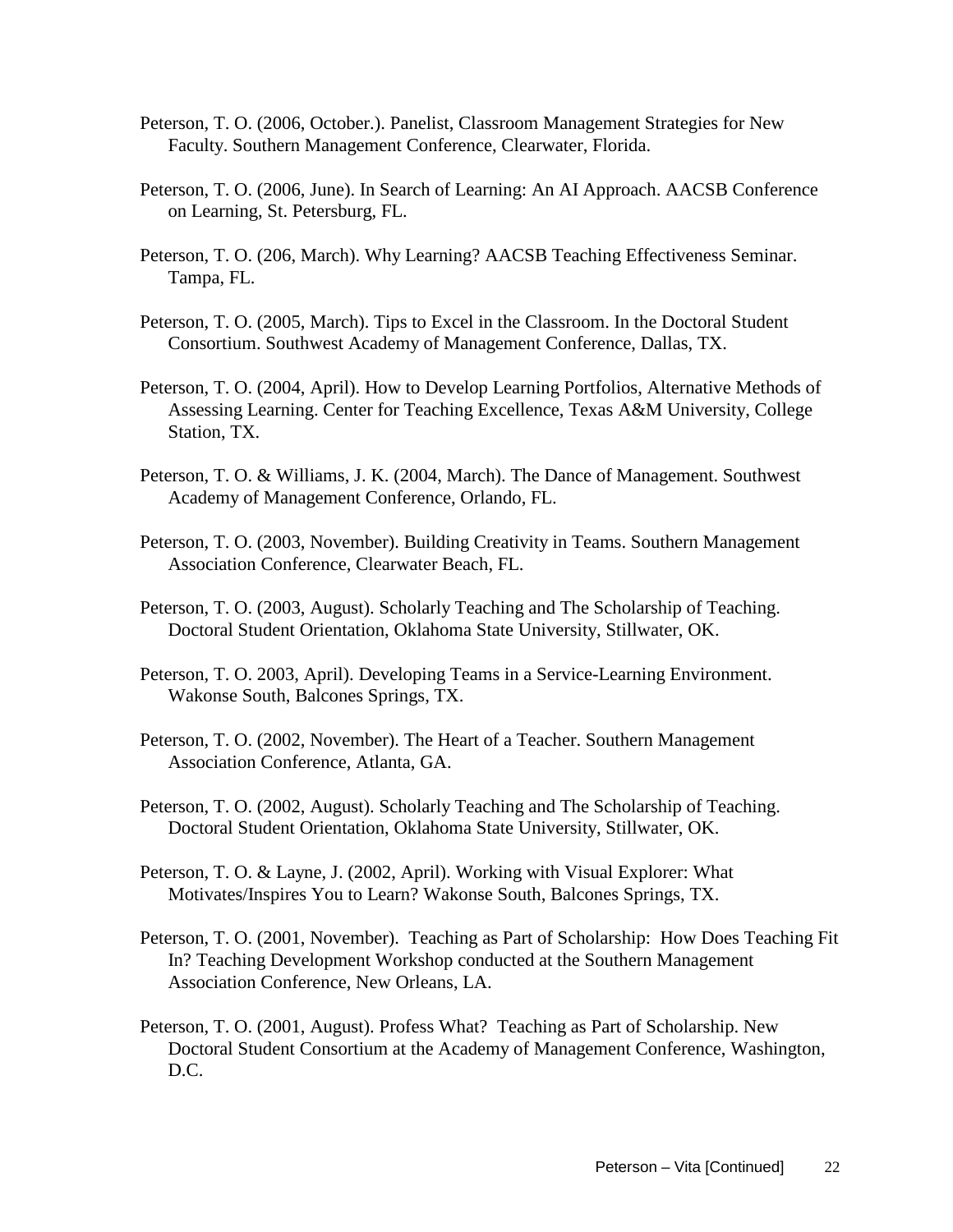Peterson, T. O. (2006, October.). Panelist, Classroom Management Strategies for New Faculty. Southern Management Conference, Clearwater, Florida.

Peterson, T. O. (2006, June). In Search of Learning: An AI Approach. AACSB Conference on Learning, St. Petersburg, FL.

Peterson, T. O. (206, March). Why Learning? AACSB Teaching Effectiveness Seminar. Tampa, FL.

Peterson, T. O. (2005, March). Tips to Excel in the Classroom. In the Doctoral Student Consortium. Southwest Academy of Management Conference, Dallas, TX.

Peterson, T. O. (2004, April). How to Develop Learning Portfolios, Alternative Methods of Assessing Learning. Center for Teaching Excellence, Texas A&M University, College Station, TX.

Peterson, T. O. & Williams, J. K. (2004, March). The Dance of Management. Southwest Academy of Management Conference, Orlando, FL.

Peterson, T. O. (2003, November). Building Creativity in Teams. Southern Management Association Conference, Clearwater Beach, FL.

Peterson, T. O. (2003, August). Scholarly Teaching and The Scholarship of Teaching. Doctoral Student Orientation, Oklahoma State University, Stillwater, OK.

Peterson, T. O. 2003, April). Developing Teams in a Service-Learning Environment. Wakonse South, Balcones Springs, TX.

Peterson, T. O. (2002, November). The Heart of a Teacher. Southern Management Association Conference, Atlanta, GA.

Peterson, T. O. (2002, August). Scholarly Teaching and The Scholarship of Teaching. Doctoral Student Orientation, Oklahoma State University, Stillwater, OK.

Peterson, T. O. & Layne, J. (2002, April). Working with Visual Explorer: What Motivates/Inspires You to Learn? Wakonse South, Balcones Springs, TX.

Peterson, T. O. (2001, November). Teaching as Part of Scholarship: How Does Teaching Fit In? Teaching Development Workshop conducted at the Southern Management Association Conference, New Orleans, LA.

Peterson, T. O. (2001, August). Profess What? Teaching as Part of Scholarship. New Doctoral Student Consortium at the Academy of Management Conference, Washington, D.C.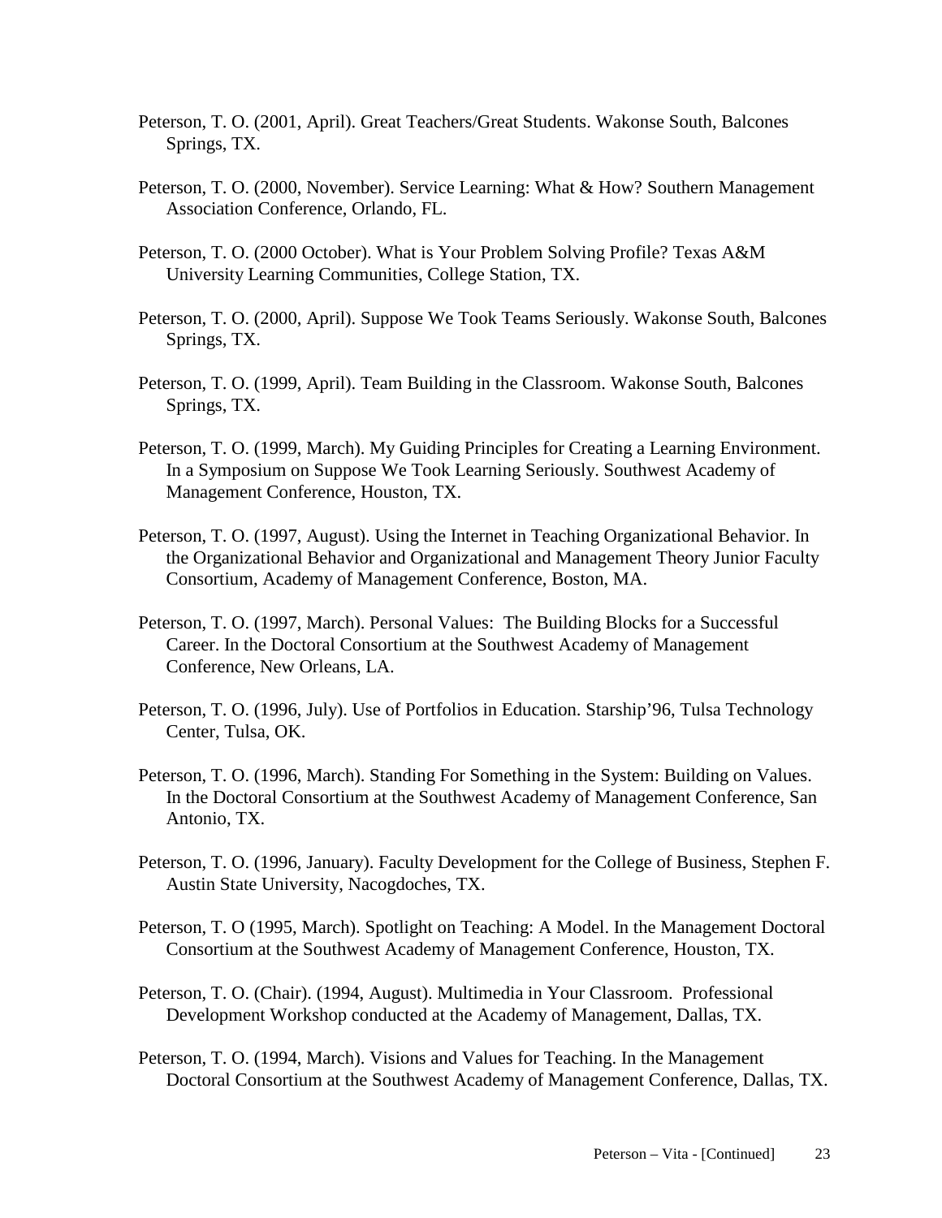Peterson, T. O. (2001, April). Great Teachers/Great Students. Wakonse South, Balcones Springs, TX.

Peterson, T. O. (2000, November). Service Learning: What & How? Southern Management Association Conference, Orlando, FL.

Peterson, T. O. (2000 October). What is Your Problem Solving Profile? Texas A&M University Learning Communities, College Station, TX.

Peterson, T. O. (2000, April). Suppose We Took Teams Seriously. Wakonse South, Balcones Springs, TX.

Peterson, T. O. (1999, April). Team Building in the Classroom. Wakonse South, Balcones Springs, TX.

Peterson, T. O. (1999, March). My Guiding Principles for Creating a Learning Environment. In a Symposium on Suppose We Took Learning Seriously. Southwest Academy of Management Conference, Houston, TX.

Peterson, T. O. (1997, August). Using the Internet in Teaching Organizational Behavior. In the Organizational Behavior and Organizational and Management Theory Junior Faculty Consortium, Academy of Management Conference, Boston, MA.

Peterson, T. O. (1997, March). Personal Values: The Building Blocks for a Successful Career. In the Doctoral Consortium at the Southwest Academy of Management Conference, New Orleans, LA.

Peterson, T. O. (1996, July). Use of Portfolios in Education. Starship'96, Tulsa Technology Center, Tulsa, OK.

Peterson, T. O. (1996, March). Standing For Something in the System: Building on Values. In the Doctoral Consortium at the Southwest Academy of Management Conference, San Antonio, TX.

Peterson, T. O. (1996, January). Faculty Development for the College of Business, Stephen F. Austin State University, Nacogdoches, TX.

Peterson, T. O (1995, March). Spotlight on Teaching: A Model. In the Management Doctoral Consortium at the Southwest Academy of Management Conference, Houston, TX.

Peterson, T. O. (Chair). (1994, August). Multimedia in Your Classroom. Professional Development Workshop conducted at the Academy of Management, Dallas, TX.

Peterson, T. O. (1994, March). Visions and Values for Teaching. In the Management Doctoral Consortium at the Southwest Academy of Management Conference, Dallas, TX.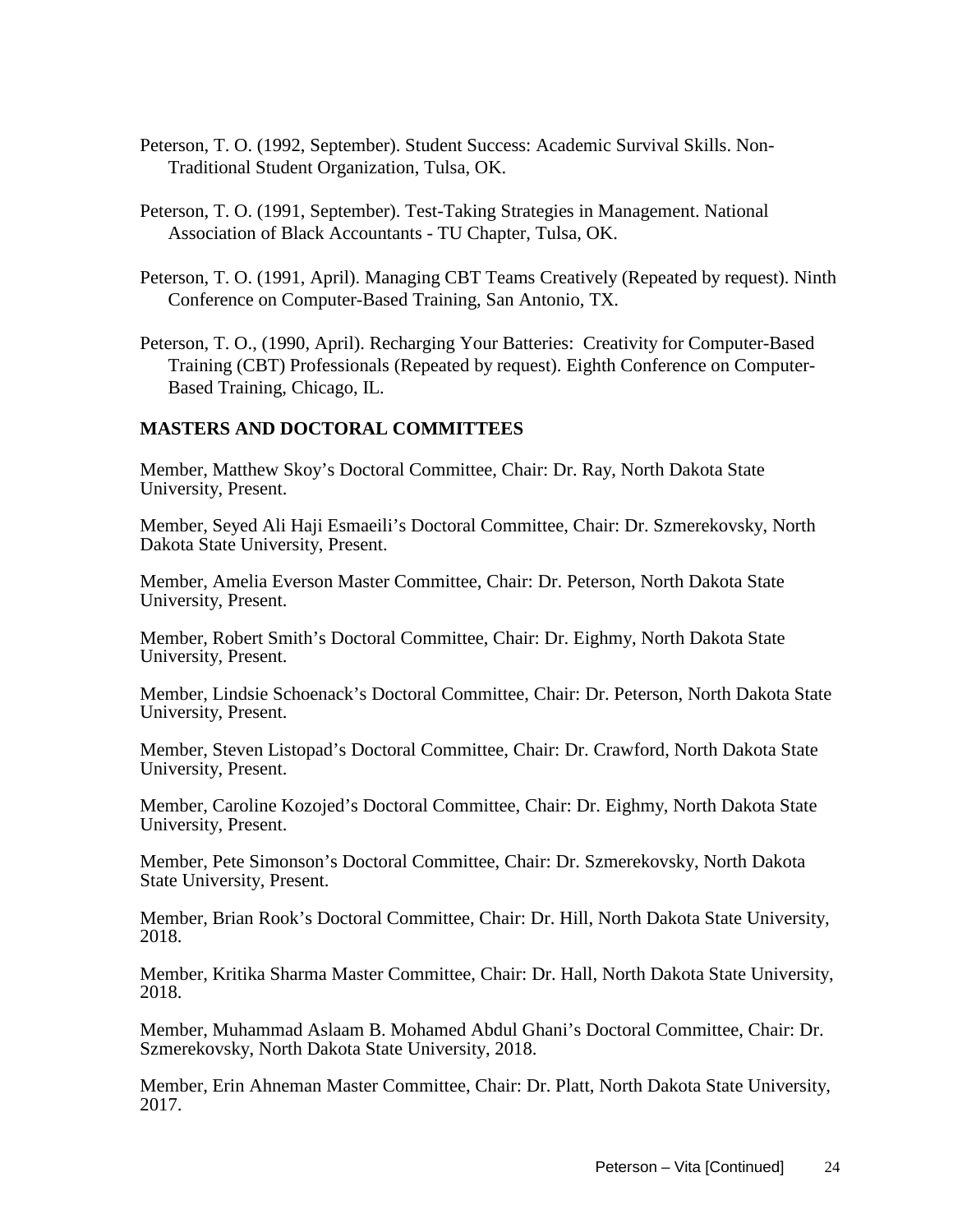Peterson, T. O. (1992, September). Student Success: Academic Survival Skills. Non-Traditional Student Organization, Tulsa, OK.

Peterson, T. O. (1991, September). Test-Taking Strategies in Management. National Association of Black Accountants - TU Chapter, Tulsa, OK.

Peterson, T. O. (1991, April). Managing CBT Teams Creatively (Repeated by request). Ninth Conference on Computer-Based Training, San Antonio, TX.

Peterson, T. O., (1990, April). Recharging Your Batteries: Creativity for Computer-Based Training (CBT) Professionals (Repeated by request). Eighth Conference on Computer-Based Training, Chicago, IL.

## MASTERS AND DOCTORAL COMMITTEES

Member, Matthew Skoy's Doctoral Committee, Chair: Dr. Ray, North Dakota State University, Present.

Member, Seyed Ali Haji Esmaeili's Doctoral Committee, Chair: Dr. Szmerekovsky, North Dakota State University, Present.

Member, Amelia Everson Master Committee, Chair: Dr. Peterson, North Dakota State University, Present.

Member, Robert Smith's Doctoral Committee, Chair: Dr. Eighmy, North Dakota State University, Present.

Member, Lindsie Schoenack's Doctoral Committee, Chair: Dr. Peterson, North Dakota State University, Present.

Member, Steven Listopad's Doctoral Committee, Chair: Dr. Crawford, North Dakota State University, Present.

Member, Caroline Kozojed's Doctoral Committee, Chair: Dr. Eighmy, North Dakota State University, Present.

Member, Pete Simonson's Doctoral Committee, Chair: Dr. Szmerekovsky, North Dakota State University, Present.

Member, Brian Rook's Doctoral Committee, Chair: Dr. Hill, North Dakota State University, 2018.

Member, Kritika Sharma Master Committee, Chair: Dr. Hall, North Dakota State University, 2018.

Member, Muhammad Aslaam B. Mohamed Abdul Ghani's Doctoral Committee, Chair: Dr. Szmerekovsky, North Dakota State University, 2018.

Member, Erin Ahneman Master Committee, Chair: Dr. Platt, North Dakota State University, 2017.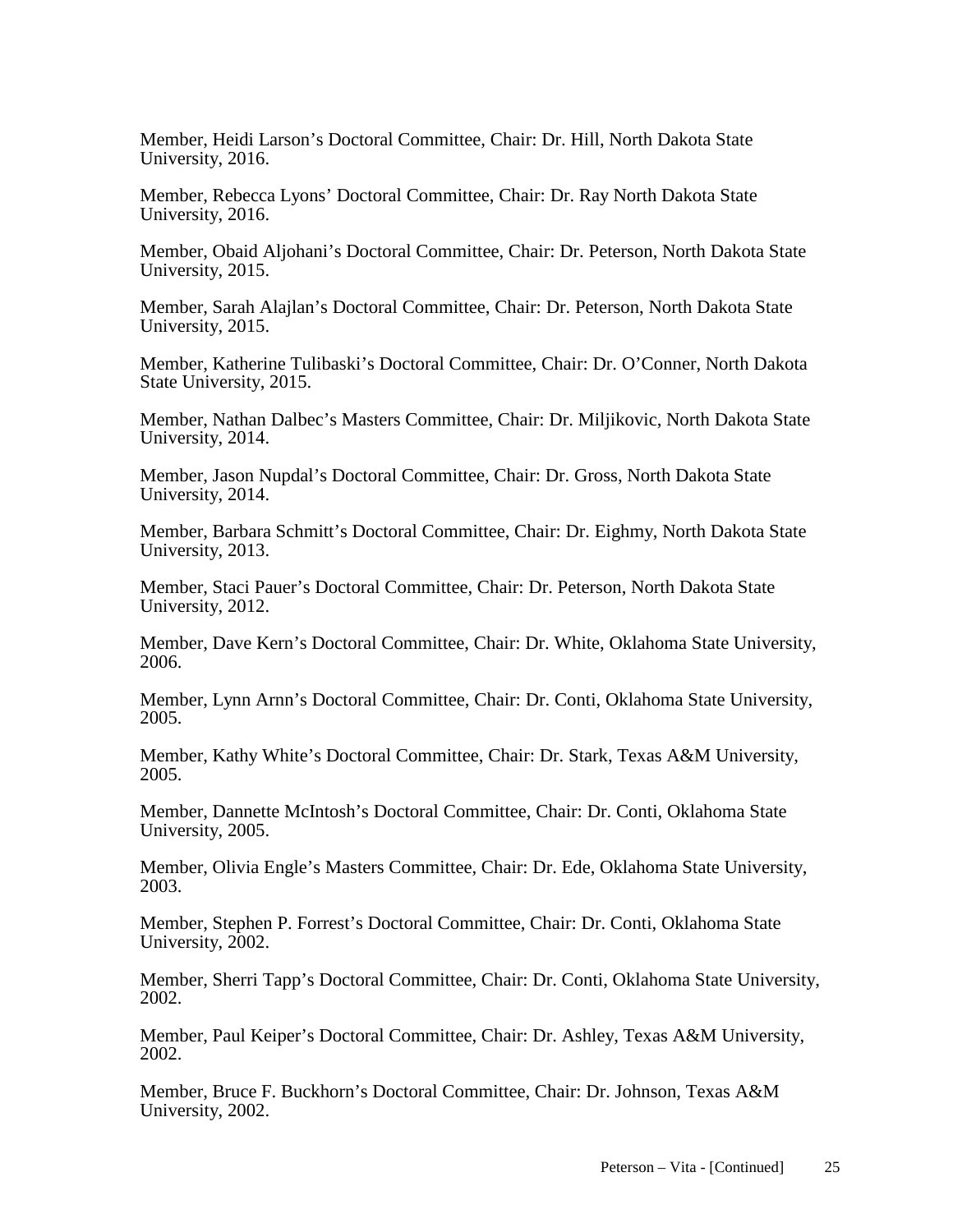Member, Heidi Larson’s Doctoral Committee, Chair: Dr. Hill, North Dakota State University, 2016.

Member, Rebecca Lyons’ Doctoral Committee, Chair: Dr. Ray North Dakota State University, 2016.

Member, Obaid Aljohani’s Doctoral Committee, Chair: Dr. Peterson, North Dakota State University, 2015.

Member, Sarah Alajlan’s Doctoral Committee, Chair: Dr. Peterson, North Dakota State University, 2015.

Member, Katherine Tulibaski’s Doctoral Committee, Chair: Dr. O’Conner, North Dakota State University, 2015.

Member, Nathan Dalbec’s Masters Committee, Chair: Dr. Miljikovic, North Dakota State University, 2014.

Member, Jason Nupdal’s Doctoral Committee, Chair: Dr. Gross, North Dakota State University, 2014.

Member, Barbara Schmitt’s Doctoral Committee, Chair: Dr. Eighmy, North Dakota State University, 2013.

Member, Staci Pauer’s Doctoral Committee, Chair: Dr. Peterson, North Dakota State University, 2012.

Member, Dave Kern’s Doctoral Committee, Chair: Dr. White, Oklahoma State University, 2006.

Member, Lynn Arnn’s Doctoral Committee, Chair: Dr. Conti, Oklahoma State University, 2005.

Member, Kathy White’s Doctoral Committee, Chair: Dr. Stark, Texas A&M University, 2005.

Member, Dannette McIntosh’s Doctoral Committee, Chair: Dr. Conti, Oklahoma State University, 2005.

Member, Olivia Engle’s Masters Committee, Chair: Dr. Ede, Oklahoma State University, 2003.

Member, Stephen P. Forrest’s Doctoral Committee, Chair: Dr. Conti, Oklahoma State University, 2002.

Member, Sherri Tapp’s Doctoral Committee, Chair: Dr. Conti, Oklahoma State University, 2002.

Member, Paul Keiper’s Doctoral Committee, Chair: Dr. Ashley, Texas A&M University, 2002.

Member, Bruce F. Buckhorn’s Doctoral Committee, Chair: Dr. Johnson, Texas A&M University, 2002.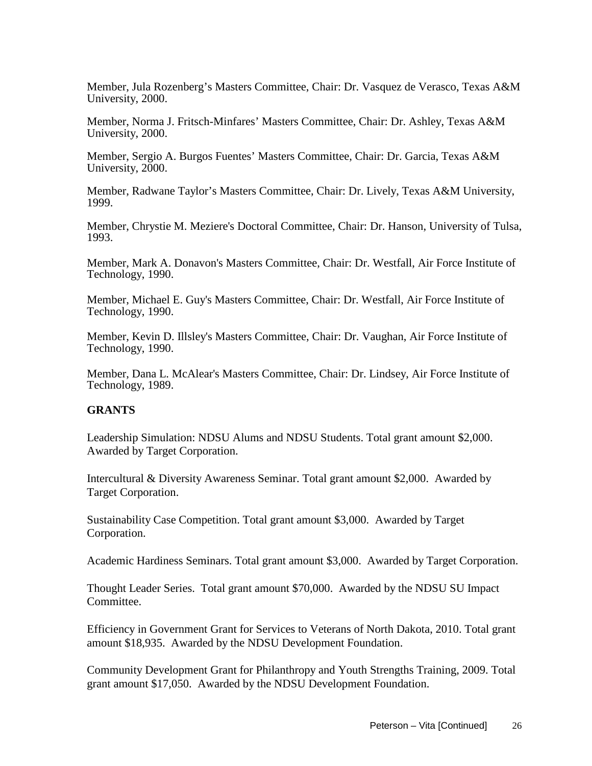Member, Jula Rozenberg’s Masters Committee, Chair: Dr. Vasquez de Verasco, Texas A&M University, 2000.

Member, Norma J. Fritsch-Minfares’ Masters Committee, Chair: Dr. Ashley, Texas A&M University, 2000.

Member, Sergio A. Burgos Fuentes’ Masters Committee, Chair: Dr. Garcia, Texas A&M University, 2000.

Member, Radwane Taylor’s Masters Committee, Chair: Dr. Lively, Texas A&M University, 1999.

Member, Chrystie M. Meziere's Doctoral Committee, Chair: Dr. Hanson, University of Tulsa, 1993.

Member, Mark A. Donavon's Masters Committee, Chair: Dr. Westfall, Air Force Institute of Technology, 1990.

Member, Michael E. Guy's Masters Committee, Chair: Dr. Westfall, Air Force Institute of Technology, 1990.

Member, Kevin D. Illsley's Masters Committee, Chair: Dr. Vaughan, Air Force Institute of Technology, 1990.

Member, Dana L. McAlear's Masters Committee, Chair: Dr. Lindsey, Air Force Institute of Technology, 1989.

**GRANTS**

Leadership Simulation: NDSU Alums and NDSU Students. Total grant amount $2,000. Awarded by Target Corporation.

Intercultural & Diversity Awareness Seminar. Total grant amount $2,000. Awarded by Target Corporation.

Sustainability Case Competition. Total grant amount $3,000. Awarded by Target Corporation.

Academic Hardiness Seminars. Total grant amount $3,000. Awarded by Target Corporation.

Thought Leader Series. Total grant amount $70,000. Awarded by the NDSU SU Impact Committee.

Efficiency in Government Grant for Services to Veterans of North Dakota, 2010. Total grant amount $18,935. Awarded by the NDSU Development Foundation.

Community Development Grant for Philanthropy and Youth Strengths Training, 2009. Total grant amount $17,050. Awarded by the NDSU Development Foundation.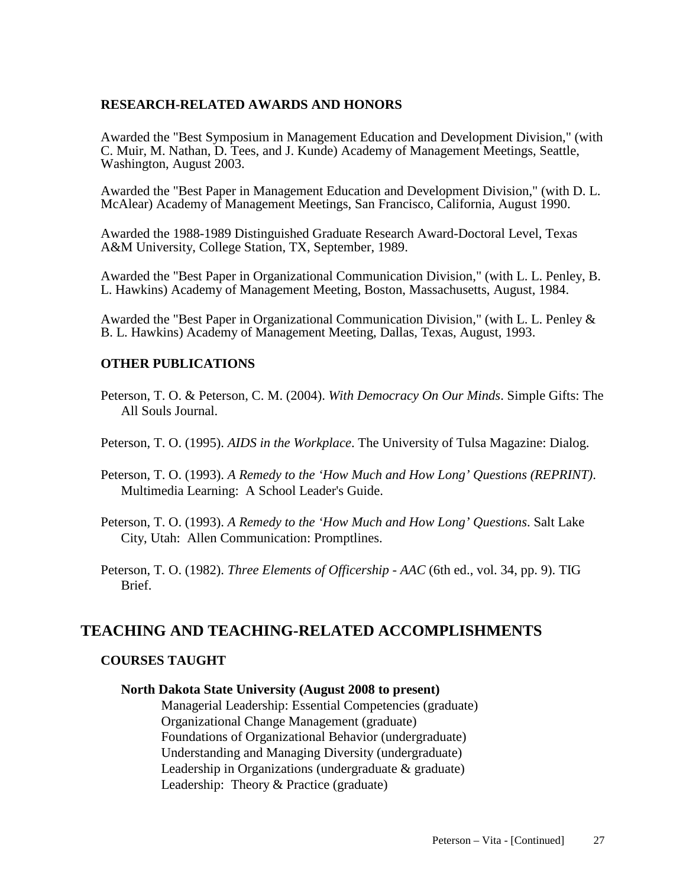### RESEARCH-RELATED AWARDS AND HONORS

Awarded the "Best Symposium in Management Education and Development Division," (with C. Muir, M. Nathan, D. Tees, and J. Kunde) Academy of Management Meetings, Seattle, Washington, August 2003.

Awarded the "Best Paper in Management Education and Development Division," (with D. L. McAlear) Academy of Management Meetings, San Francisco, California, August 1990.

Awarded the 1988-1989 Distinguished Graduate Research Award-Doctoral Level, Texas A&M University, College Station, TX, September, 1989.

Awarded the "Best Paper in Organizational Communication Division," (with L. L. Penley, B. L. Hawkins) Academy of Management Meeting, Boston, Massachusetts, August, 1984.

Awarded the "Best Paper in Organizational Communication Division," (with L. L. Penley & B. L. Hawkins) Academy of Management Meeting, Dallas, Texas, August, 1993.

### OTHER PUBLICATIONS

Peterson, T. O. & Peterson, C. M. (2004). *With Democracy On Our Minds*. Simple Gifts: The All Souls Journal.

Peterson, T. O. (1995). *AIDS in the Workplace*. The University of Tulsa Magazine: Dialog.

Peterson, T. O. (1993). *A Remedy to the 'How Much and How Long' Questions (REPRINT)*. Multimedia Learning: A School Leader's Guide.

Peterson, T. O. (1993). *A Remedy to the 'How Much and How Long' Questions*. Salt Lake City, Utah: Allen Communication: Promptlines.

Peterson, T. O. (1982). *Three Elements of Officership - AAC* (6th ed., vol. 34, pp. 9). TIG Brief.

## TEACHING AND TEACHING-RELATED ACCOMPLISHMENTS

### COURSES TAUGHT

**North Dakota State University (August 2008 to present)**

Managerial Leadership: Essential Competencies (graduate)
Organizational Change Management (graduate)
Foundations of Organizational Behavior (undergraduate)
Understanding and Managing Diversity (undergraduate)
Leadership in Organizations (undergraduate & graduate)
Leadership: Theory & Practice (graduate)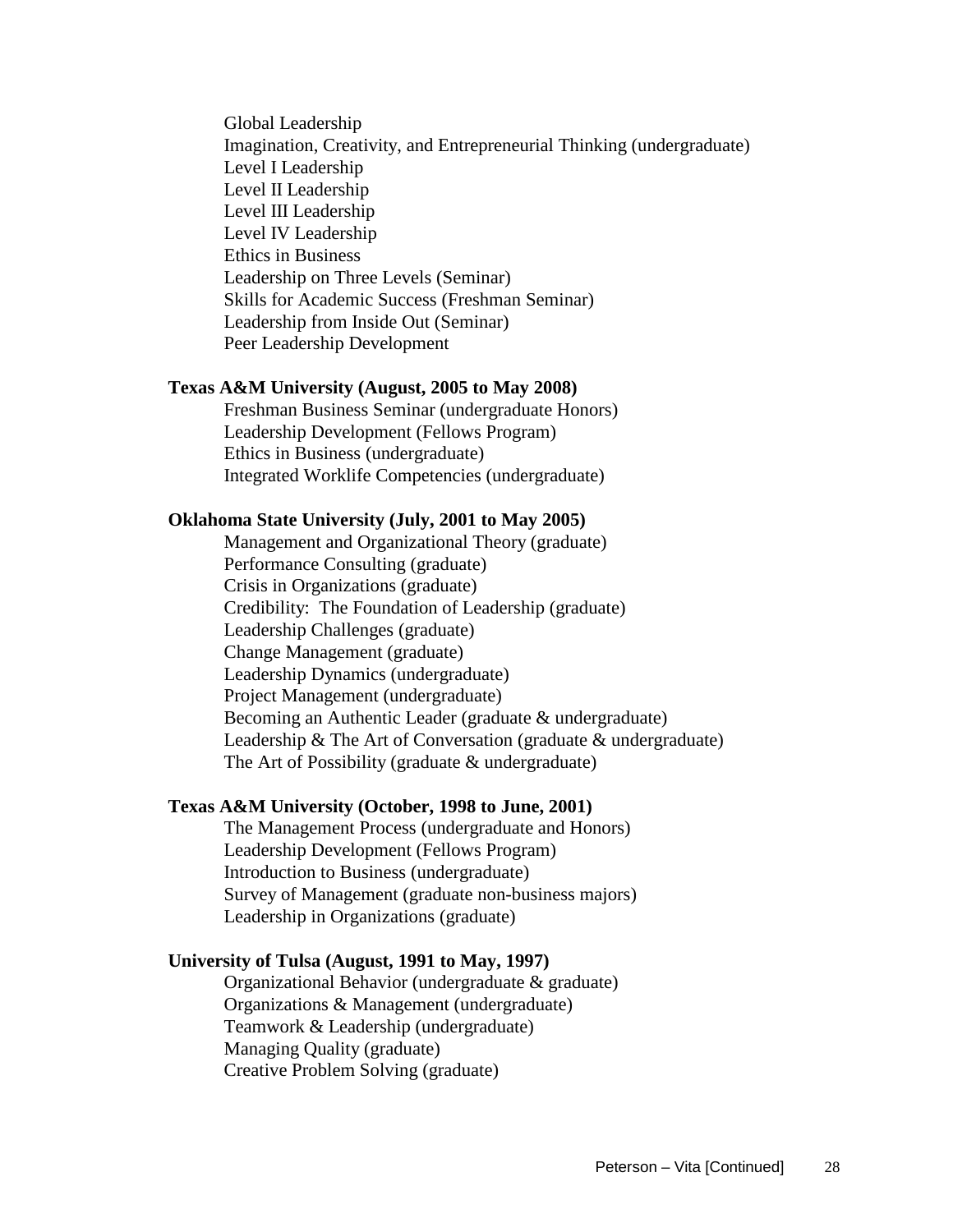Global Leadership
Imagination, Creativity, and Entrepreneurial Thinking (undergraduate)
Level I Leadership
Level II Leadership
Level III Leadership
Level IV Leadership
Ethics in Business
Leadership on Three Levels (Seminar)
Skills for Academic Success (Freshman Seminar)
Leadership from Inside Out (Seminar)
Peer Leadership Development

**Texas A&M University (August, 2005 to May 2008)**

Freshman Business Seminar (undergraduate Honors)
Leadership Development (Fellows Program)
Ethics in Business (undergraduate)
Integrated Worklife Competencies (undergraduate)

**Oklahoma State University (July, 2001 to May 2005)**

Management and Organizational Theory (graduate)
Performance Consulting (graduate)
Crisis in Organizations (graduate)
Credibility: The Foundation of Leadership (graduate)
Leadership Challenges (graduate)
Change Management (graduate)
Leadership Dynamics (undergraduate)
Project Management (undergraduate)
Becoming an Authentic Leader (graduate & undergraduate)
Leadership & The Art of Conversation (graduate & undergraduate)
The Art of Possibility (graduate & undergraduate)

**Texas A&M University (October, 1998 to June, 2001)**

The Management Process (undergraduate and Honors)
Leadership Development (Fellows Program)
Introduction to Business (undergraduate)
Survey of Management (graduate non-business majors)
Leadership in Organizations (graduate)

**University of Tulsa (August, 1991 to May, 1997)**

Organizational Behavior (undergraduate & graduate)
Organizations & Management (undergraduate)
Teamwork & Leadership (undergraduate)
Managing Quality (graduate)
Creative Problem Solving (graduate)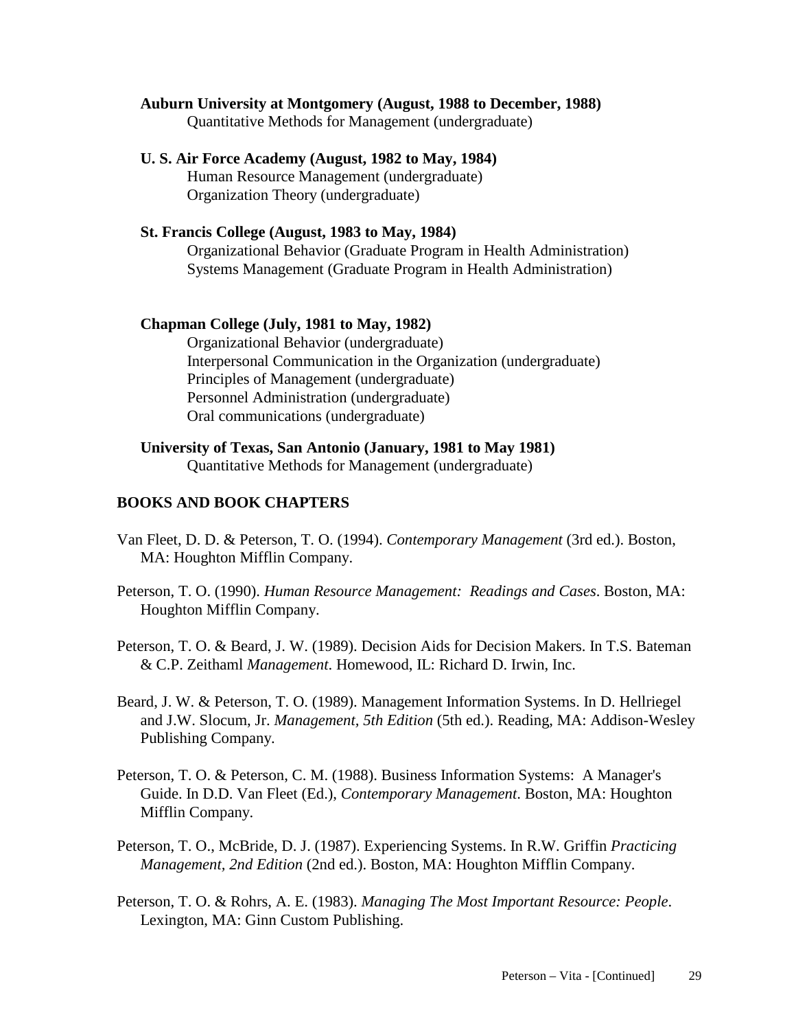**Auburn University at Montgomery (August, 1988 to December, 1988)**
Quantitative Methods for Management (undergraduate)

**U. S. Air Force Academy (August, 1982 to May, 1984)**
Human Resource Management (undergraduate)
Organization Theory (undergraduate)

**St. Francis College (August, 1983 to May, 1984)**
Organizational Behavior (Graduate Program in Health Administration)
Systems Management (Graduate Program in Health Administration)

**Chapman College (July, 1981 to May, 1982)**
Organizational Behavior (undergraduate)
Interpersonal Communication in the Organization (undergraduate)
Principles of Management (undergraduate)
Personnel Administration (undergraduate)
Oral communications (undergraduate)

**University of Texas, San Antonio (January, 1981 to May 1981)**
Quantitative Methods for Management (undergraduate)

## BOOKS AND BOOK CHAPTERS

Van Fleet, D. D. & Peterson, T. O. (1994). *Contemporary Management* (3rd ed.). Boston, MA: Houghton Mifflin Company.

Peterson, T. O. (1990). *Human Resource Management: Readings and Cases*. Boston, MA: Houghton Mifflin Company.

Peterson, T. O. & Beard, J. W. (1989). Decision Aids for Decision Makers. In T.S. Bateman & C.P. Zeithaml *Management*. Homewood, IL: Richard D. Irwin, Inc.

Beard, J. W. & Peterson, T. O. (1989). Management Information Systems. In D. Hellriegel and J.W. Slocum, Jr. *Management, 5th Edition* (5th ed.). Reading, MA: Addison-Wesley Publishing Company.

Peterson, T. O. & Peterson, C. M. (1988). Business Information Systems: A Manager's Guide. In D.D. Van Fleet (Ed.), *Contemporary Management*. Boston, MA: Houghton Mifflin Company.

Peterson, T. O., McBride, D. J. (1987). Experiencing Systems. In R.W. Griffin *Practicing Management, 2nd Edition* (2nd ed.). Boston, MA: Houghton Mifflin Company.

Peterson, T. O. & Rohrs, A. E. (1983). *Managing The Most Important Resource: People*. Lexington, MA: Ginn Custom Publishing.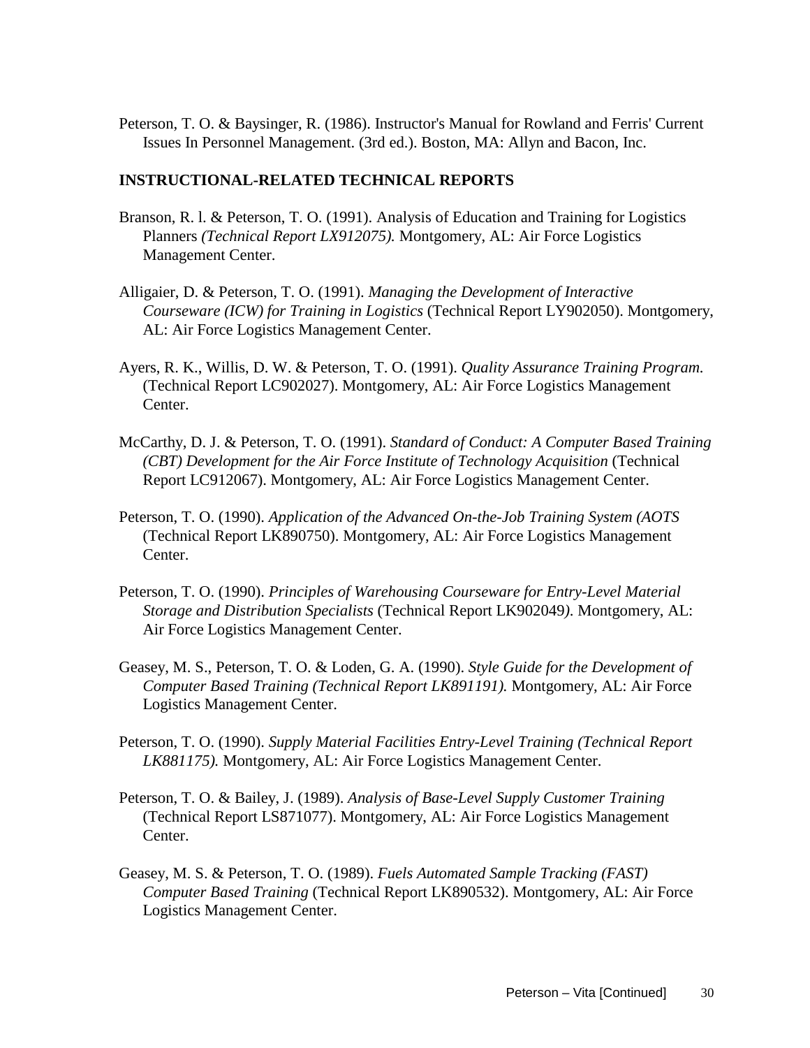Peterson, T. O. & Baysinger, R. (1986). Instructor's Manual for Rowland and Ferris' Current Issues In Personnel Management. (3rd ed.). Boston, MA: Allyn and Bacon, Inc.

**INSTRUCTIONAL-RELATED TECHNICAL REPORTS**

Branson, R. l. & Peterson, T. O. (1991). Analysis of Education and Training for Logistics Planners *(Technical Report LX912075).* Montgomery, AL: Air Force Logistics Management Center.

Alligaier, D. & Peterson, T. O. (1991). *Managing the Development of Interactive Courseware (ICW) for Training in Logistics* (Technical Report LY902050). Montgomery, AL: Air Force Logistics Management Center.

Ayers, R. K., Willis, D. W. & Peterson, T. O. (1991). *Quality Assurance Training Program.* (Technical Report LC902027). Montgomery, AL: Air Force Logistics Management Center.

McCarthy, D. J. & Peterson, T. O. (1991). *Standard of Conduct: A Computer Based Training (CBT) Development for the Air Force Institute of Technology Acquisition* (Technical Report LC912067). Montgomery, AL: Air Force Logistics Management Center.

Peterson, T. O. (1990). *Application of the Advanced On-the-Job Training System (AOTS* (Technical Report LK890750). Montgomery, AL: Air Force Logistics Management Center.

Peterson, T. O. (1990). *Principles of Warehousing Courseware for Entry-Level Material Storage and Distribution Specialists* (Technical Report LK902049*).* Montgomery, AL: Air Force Logistics Management Center.

Geasey, M. S., Peterson, T. O. & Loden, G. A. (1990). *Style Guide for the Development of Computer Based Training (Technical Report LK891191).* Montgomery, AL: Air Force Logistics Management Center.

Peterson, T. O. (1990). *Supply Material Facilities Entry-Level Training (Technical Report LK881175).* Montgomery, AL: Air Force Logistics Management Center.

Peterson, T. O. & Bailey, J. (1989). *Analysis of Base-Level Supply Customer Training* (Technical Report LS871077). Montgomery, AL: Air Force Logistics Management Center.

Geasey, M. S. & Peterson, T. O. (1989). *Fuels Automated Sample Tracking (FAST) Computer Based Training* (Technical Report LK890532). Montgomery, AL: Air Force Logistics Management Center.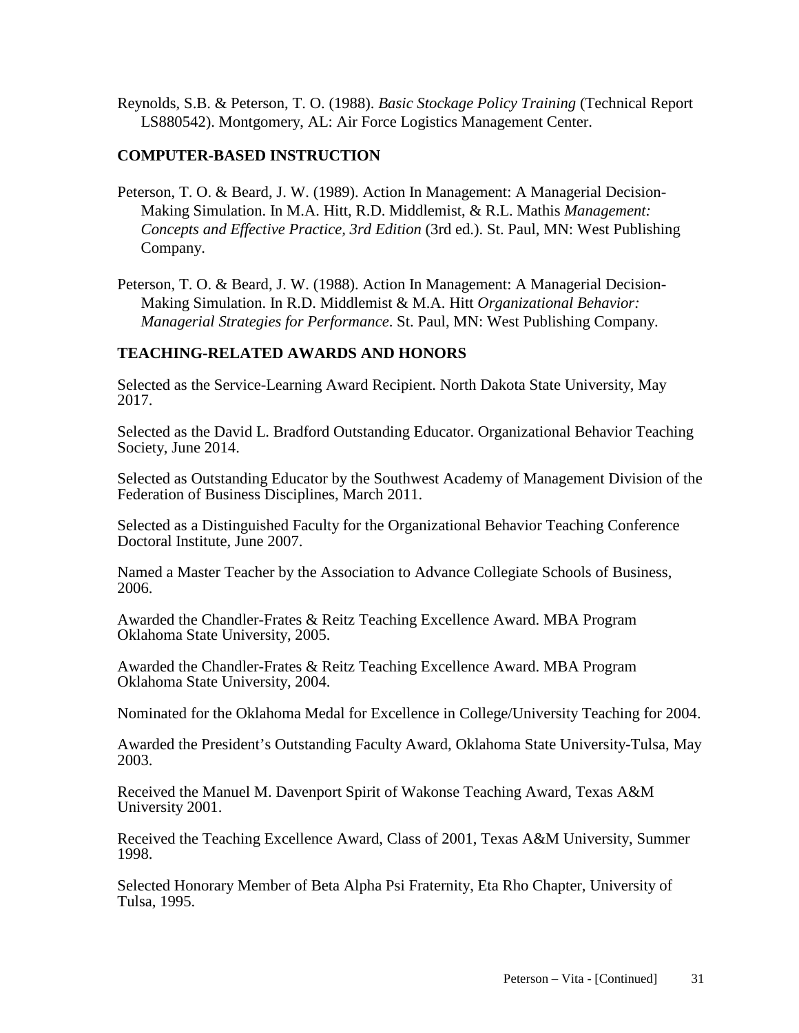Reynolds, S.B. & Peterson, T. O. (1988). *Basic Stockage Policy Training* (Technical Report LS880542). Montgomery, AL: Air Force Logistics Management Center.

## COMPUTER-BASED INSTRUCTION

Peterson, T. O. & Beard, J. W. (1989). Action In Management: A Managerial Decision-Making Simulation. In M.A. Hitt, R.D. Middlemist, & R.L. Mathis *Management: Concepts and Effective Practice, 3rd Edition* (3rd ed.). St. Paul, MN: West Publishing Company.

Peterson, T. O. & Beard, J. W. (1988). Action In Management: A Managerial Decision-Making Simulation. In R.D. Middlemist & M.A. Hitt *Organizational Behavior: Managerial Strategies for Performance*. St. Paul, MN: West Publishing Company.

## TEACHING-RELATED AWARDS AND HONORS

Selected as the Service-Learning Award Recipient. North Dakota State University, May 2017.

Selected as the David L. Bradford Outstanding Educator. Organizational Behavior Teaching Society, June 2014.

Selected as Outstanding Educator by the Southwest Academy of Management Division of the Federation of Business Disciplines, March 2011.

Selected as a Distinguished Faculty for the Organizational Behavior Teaching Conference Doctoral Institute, June 2007.

Named a Master Teacher by the Association to Advance Collegiate Schools of Business, 2006.

Awarded the Chandler-Frates & Reitz Teaching Excellence Award. MBA Program Oklahoma State University, 2005.

Awarded the Chandler-Frates & Reitz Teaching Excellence Award. MBA Program Oklahoma State University, 2004.

Nominated for the Oklahoma Medal for Excellence in College/University Teaching for 2004.

Awarded the President's Outstanding Faculty Award, Oklahoma State University-Tulsa, May 2003.

Received the Manuel M. Davenport Spirit of Wakonse Teaching Award, Texas A&M University 2001.

Received the Teaching Excellence Award, Class of 2001, Texas A&M University, Summer 1998.

Selected Honorary Member of Beta Alpha Psi Fraternity, Eta Rho Chapter, University of Tulsa, 1995.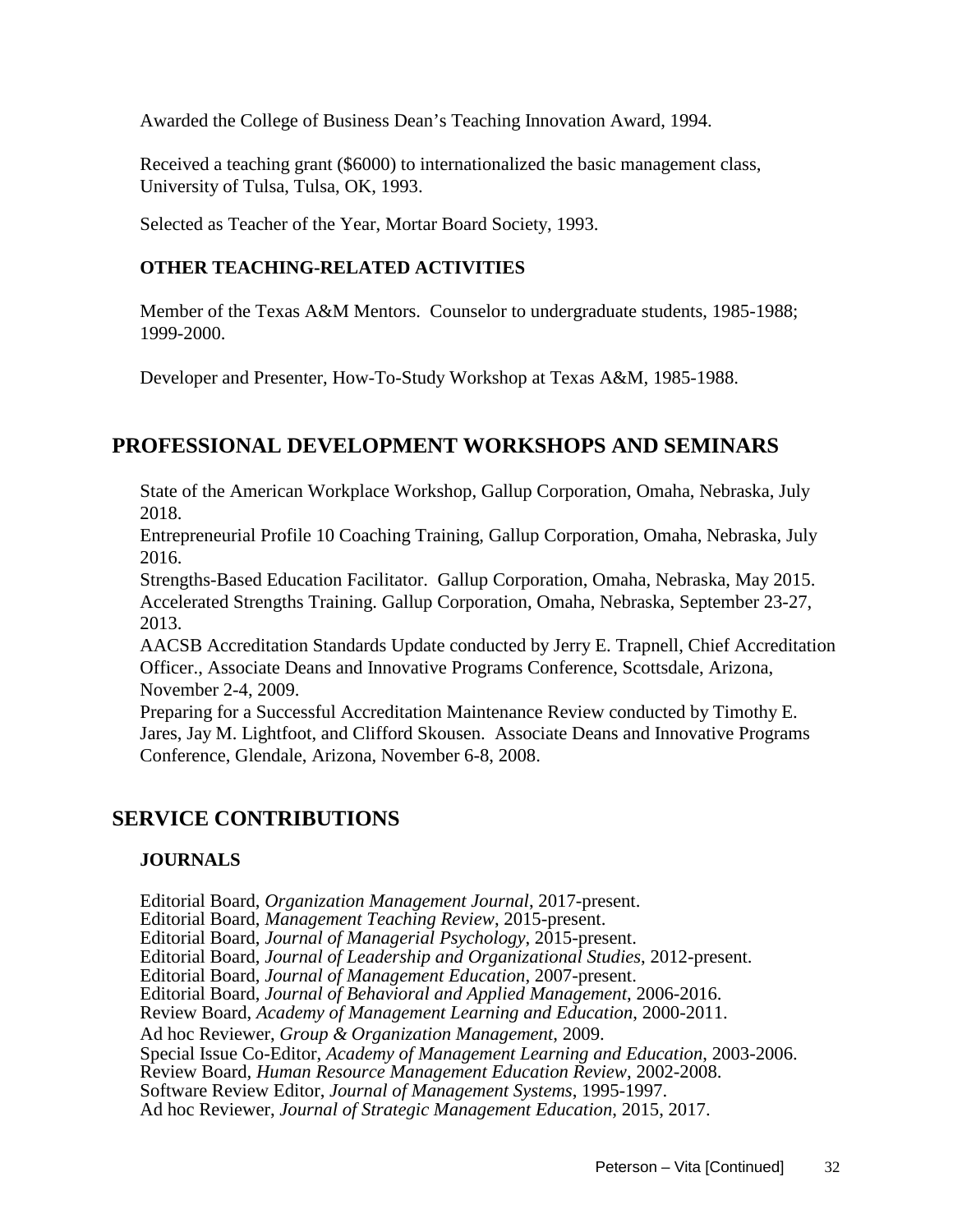Awarded the College of Business Dean's Teaching Innovation Award, 1994.

Received a teaching grant ($6000) to internationalized the basic management class, University of Tulsa, Tulsa, OK, 1993.

Selected as Teacher of the Year, Mortar Board Society, 1993.

### OTHER TEACHING-RELATED ACTIVITIES

Member of the Texas A&M Mentors. Counselor to undergraduate students, 1985-1988; 1999-2000.

Developer and Presenter, How-To-Study Workshop at Texas A&M, 1985-1988.

## PROFESSIONAL DEVELOPMENT WORKSHOPS AND SEMINARS

State of the American Workplace Workshop, Gallup Corporation, Omaha, Nebraska, July 2018.

Entrepreneurial Profile 10 Coaching Training, Gallup Corporation, Omaha, Nebraska, July 2016.

Strengths-Based Education Facilitator. Gallup Corporation, Omaha, Nebraska, May 2015.

Accelerated Strengths Training. Gallup Corporation, Omaha, Nebraska, September 23-27, 2013.

AACSB Accreditation Standards Update conducted by Jerry E. Trapnell, Chief Accreditation Officer., Associate Deans and Innovative Programs Conference, Scottsdale, Arizona, November 2-4, 2009.

Preparing for a Successful Accreditation Maintenance Review conducted by Timothy E. Jares, Jay M. Lightfoot, and Clifford Skousen. Associate Deans and Innovative Programs Conference, Glendale, Arizona, November 6-8, 2008.

## SERVICE CONTRIBUTIONS

### JOURNALS

Editorial Board, *Organization Management Journal*, 2017-present.
Editorial Board, *Management Teaching Review*, 2015-present.
Editorial Board, *Journal of Managerial Psychology*, 2015-present.
Editorial Board, *Journal of Leadership and Organizational Studies*, 2012-present.
Editorial Board, *Journal of Management Education*, 2007-present.
Editorial Board, *Journal of Behavioral and Applied Management*, 2006-2016.
Review Board, *Academy of Management Learning and Education*, 2000-2011.
Ad hoc Reviewer, *Group & Organization Management*, 2009.
Special Issue Co-Editor, *Academy of Management Learning and Education*, 2003-2006.
Review Board, *Human Resource Management Education Review*, 2002-2008.
Software Review Editor, *Journal of Management Systems*, 1995-1997.
Ad hoc Reviewer, *Journal of Strategic Management Education*, 2015, 2017.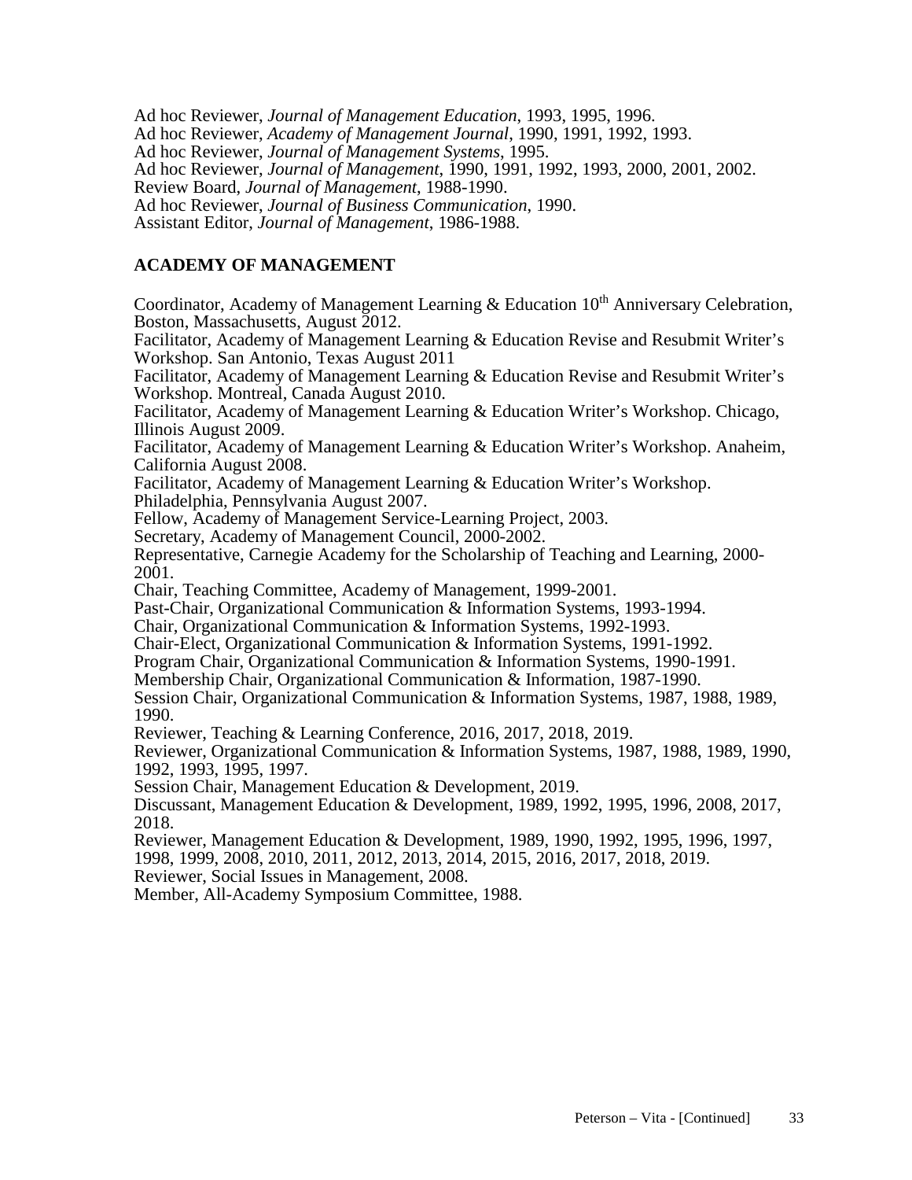Ad hoc Reviewer, *Journal of Management Education*, 1993, 1995, 1996.
Ad hoc Reviewer, *Academy of Management Journal*, 1990, 1991, 1992, 1993.
Ad hoc Reviewer, *Journal of Management Systems*, 1995.
Ad hoc Reviewer, *Journal of Management*, 1990, 1991, 1992, 1993, 2000, 2001, 2002.
Review Board, *Journal of Management*, 1988-1990.
Ad hoc Reviewer, *Journal of Business Communication*, 1990.
Assistant Editor, *Journal of Management*, 1986-1988.

## ACADEMY OF MANAGEMENT

Coordinator, Academy of Management Learning & Education 10th Anniversary Celebration, Boston, Massachusetts, August 2012.
Facilitator, Academy of Management Learning & Education Revise and Resubmit Writer's Workshop. San Antonio, Texas August 2011
Facilitator, Academy of Management Learning & Education Revise and Resubmit Writer's Workshop. Montreal, Canada August 2010.
Facilitator, Academy of Management Learning & Education Writer's Workshop. Chicago, Illinois August 2009.
Facilitator, Academy of Management Learning & Education Writer's Workshop. Anaheim, California August 2008.
Facilitator, Academy of Management Learning & Education Writer's Workshop. Philadelphia, Pennsylvania August 2007.
Fellow, Academy of Management Service-Learning Project, 2003.
Secretary, Academy of Management Council, 2000-2002.
Representative, Carnegie Academy for the Scholarship of Teaching and Learning, 2000-2001.
Chair, Teaching Committee, Academy of Management, 1999-2001.
Past-Chair, Organizational Communication & Information Systems, 1993-1994.
Chair, Organizational Communication & Information Systems, 1992-1993.
Chair-Elect, Organizational Communication & Information Systems, 1991-1992.
Program Chair, Organizational Communication & Information Systems, 1990-1991.
Membership Chair, Organizational Communication & Information, 1987-1990.
Session Chair, Organizational Communication & Information Systems, 1987, 1988, 1989, 1990.
Reviewer, Teaching & Learning Conference, 2016, 2017, 2018, 2019.
Reviewer, Organizational Communication & Information Systems, 1987, 1988, 1989, 1990, 1992, 1993, 1995, 1997.
Session Chair, Management Education & Development, 2019.
Discussant, Management Education & Development, 1989, 1992, 1995, 1996, 2008, 2017, 2018.
Reviewer, Management Education & Development, 1989, 1990, 1992, 1995, 1996, 1997, 1998, 1999, 2008, 2010, 2011, 2012, 2013, 2014, 2015, 2016, 2017, 2018, 2019.
Reviewer, Social Issues in Management, 2008.
Member, All-Academy Symposium Committee, 1988.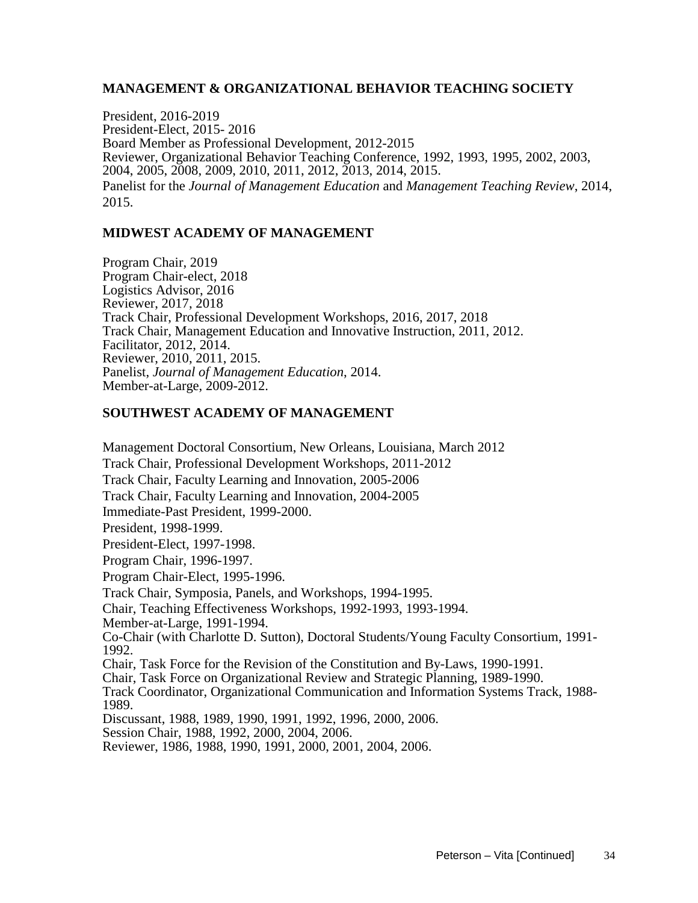### MANAGEMENT & ORGANIZATIONAL BEHAVIOR TEACHING SOCIETY

President, 2016-2019
President-Elect, 2015- 2016
Board Member as Professional Development, 2012-2015
Reviewer, Organizational Behavior Teaching Conference, 1992, 1993, 1995, 2002, 2003, 2004, 2005, 2008, 2009, 2010, 2011, 2012, 2013, 2014, 2015.
Panelist for the *Journal of Management Education* and *Management Teaching Review*, 2014, 2015.

### MIDWEST ACADEMY OF MANAGEMENT

Program Chair, 2019
Program Chair-elect, 2018
Logistics Advisor, 2016
Reviewer, 2017, 2018
Track Chair, Professional Development Workshops, 2016, 2017, 2018
Track Chair, Management Education and Innovative Instruction, 2011, 2012.
Facilitator, 2012, 2014.
Reviewer, 2010, 2011, 2015.
Panelist, *Journal of Management Education*, 2014.
Member-at-Large, 2009-2012.

### SOUTHWEST ACADEMY OF MANAGEMENT

Management Doctoral Consortium, New Orleans, Louisiana, March 2012
Track Chair, Professional Development Workshops, 2011-2012
Track Chair, Faculty Learning and Innovation, 2005-2006
Track Chair, Faculty Learning and Innovation, 2004-2005
Immediate-Past President, 1999-2000.
President, 1998-1999.
President-Elect, 1997-1998.
Program Chair, 1996-1997.
Program Chair-Elect, 1995-1996.
Track Chair, Symposia, Panels, and Workshops, 1994-1995.
Chair, Teaching Effectiveness Workshops, 1992-1993, 1993-1994.
Member-at-Large, 1991-1994.
Co-Chair (with Charlotte D. Sutton), Doctoral Students/Young Faculty Consortium, 1991-1992.
Chair, Task Force for the Revision of the Constitution and By-Laws, 1990-1991.
Chair, Task Force on Organizational Review and Strategic Planning, 1989-1990.
Track Coordinator, Organizational Communication and Information Systems Track, 1988-1989.
Discussant, 1988, 1989, 1990, 1991, 1992, 1996, 2000, 2006.
Session Chair, 1988, 1992, 2000, 2004, 2006.
Reviewer, 1986, 1988, 1990, 1991, 2000, 2001, 2004, 2006.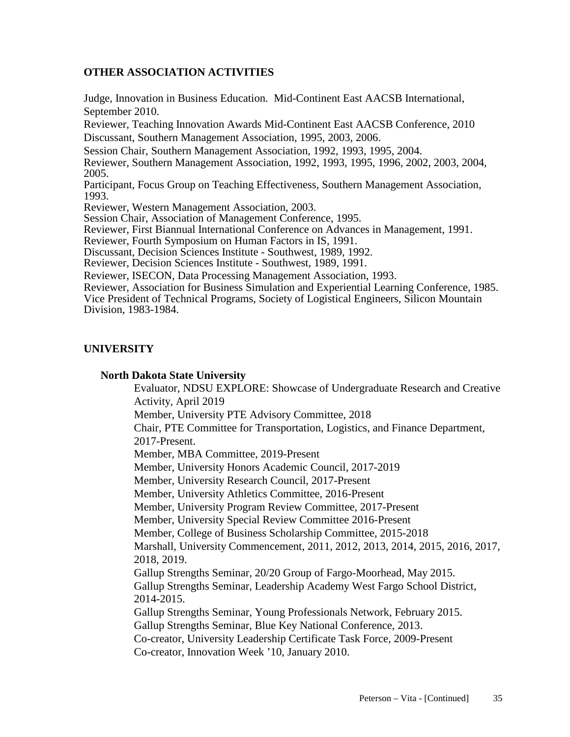## OTHER ASSOCIATION ACTIVITIES

Judge, Innovation in Business Education. Mid-Continent East AACSB International, September 2010.
Reviewer, Teaching Innovation Awards Mid-Continent East AACSB Conference, 2010
Discussant, Southern Management Association, 1995, 2003, 2006.
Session Chair, Southern Management Association, 1992, 1993, 1995, 2004.
Reviewer, Southern Management Association, 1992, 1993, 1995, 1996, 2002, 2003, 2004, 2005.
Participant, Focus Group on Teaching Effectiveness, Southern Management Association, 1993.
Reviewer, Western Management Association, 2003.
Session Chair, Association of Management Conference, 1995.
Reviewer, First Biannual International Conference on Advances in Management, 1991.
Reviewer, Fourth Symposium on Human Factors in IS, 1991.
Discussant, Decision Sciences Institute - Southwest, 1989, 1992.
Reviewer, Decision Sciences Institute - Southwest, 1989, 1991.
Reviewer, ISECON, Data Processing Management Association, 1993.
Reviewer, Association for Business Simulation and Experiential Learning Conference, 1985.
Vice President of Technical Programs, Society of Logistical Engineers, Silicon Mountain Division, 1983-1984.

## UNIVERSITY

### North Dakota State University

Evaluator, NDSU EXPLORE: Showcase of Undergraduate Research and Creative Activity, April 2019
Member, University PTE Advisory Committee, 2018
Chair, PTE Committee for Transportation, Logistics, and Finance Department, 2017-Present.
Member, MBA Committee, 2019-Present
Member, University Honors Academic Council, 2017-2019
Member, University Research Council, 2017-Present
Member, University Athletics Committee, 2016-Present
Member, University Program Review Committee, 2017-Present
Member, University Special Review Committee 2016-Present
Member, College of Business Scholarship Committee, 2015-2018
Marshall, University Commencement, 2011, 2012, 2013, 2014, 2015, 2016, 2017, 2018, 2019.
Gallup Strengths Seminar, 20/20 Group of Fargo-Moorhead, May 2015.
Gallup Strengths Seminar, Leadership Academy West Fargo School District, 2014-2015.
Gallup Strengths Seminar, Young Professionals Network, February 2015.
Gallup Strengths Seminar, Blue Key National Conference, 2013.
Co-creator, University Leadership Certificate Task Force, 2009-Present
Co-creator, Innovation Week '10, January 2010.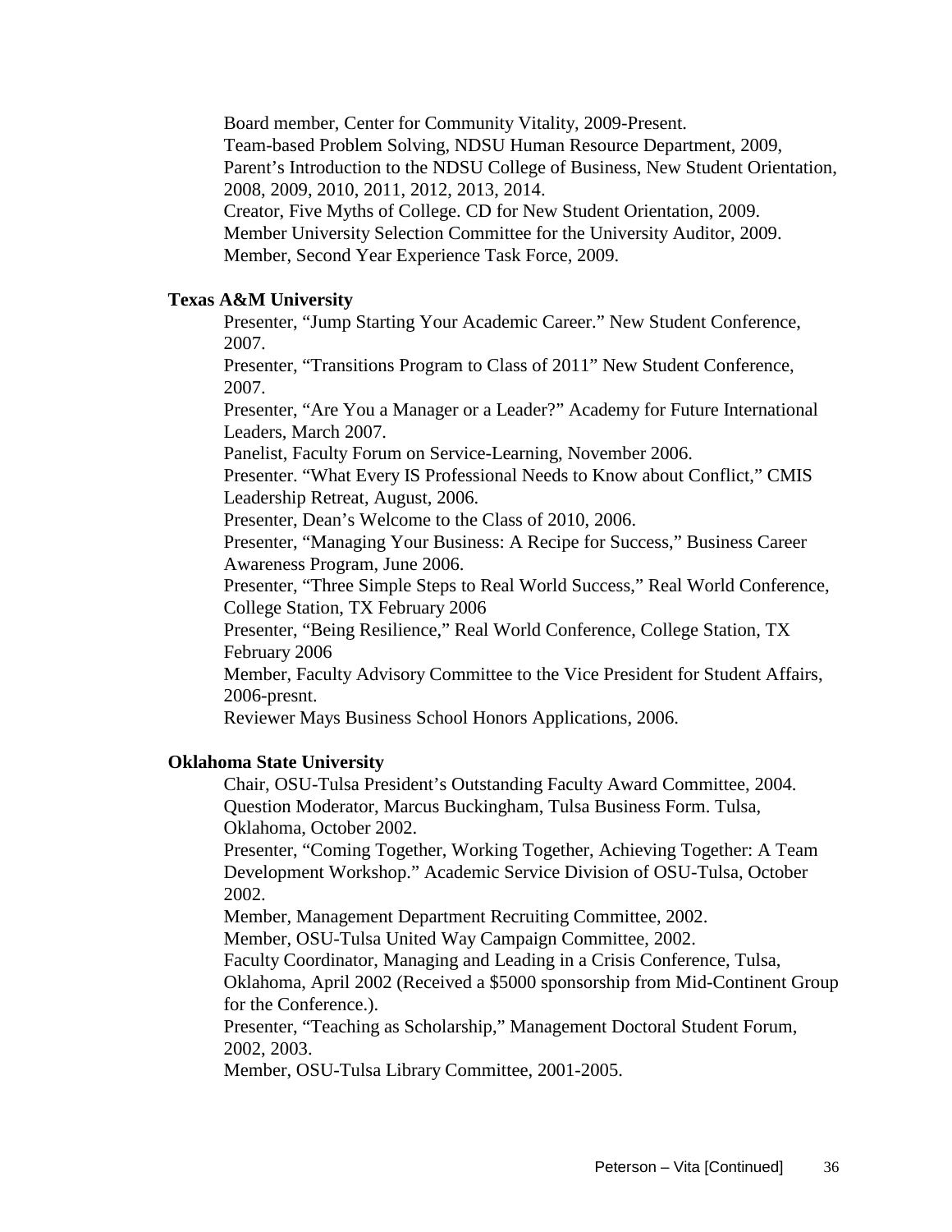Board member, Center for Community Vitality, 2009-Present.
Team-based Problem Solving, NDSU Human Resource Department, 2009,
Parent's Introduction to the NDSU College of Business, New Student Orientation, 2008, 2009, 2010, 2011, 2012, 2013, 2014.
Creator, Five Myths of College. CD for New Student Orientation, 2009.
Member University Selection Committee for the University Auditor, 2009.
Member, Second Year Experience Task Force, 2009.

**Texas A&M University**

Presenter, "Jump Starting Your Academic Career." New Student Conference, 2007.
Presenter, "Transitions Program to Class of 2011" New Student Conference, 2007.
Presenter, "Are You a Manager or a Leader?" Academy for Future International Leaders, March 2007.
Panelist, Faculty Forum on Service-Learning, November 2006.
Presenter. "What Every IS Professional Needs to Know about Conflict," CMIS Leadership Retreat, August, 2006.
Presenter, Dean's Welcome to the Class of 2010, 2006.
Presenter, "Managing Your Business: A Recipe for Success," Business Career Awareness Program, June 2006.
Presenter, "Three Simple Steps to Real World Success," Real World Conference, College Station, TX February 2006
Presenter, "Being Resilience," Real World Conference, College Station, TX February 2006
Member, Faculty Advisory Committee to the Vice President for Student Affairs, 2006-presnt.
Reviewer Mays Business School Honors Applications, 2006.

**Oklahoma State University**

Chair, OSU-Tulsa President's Outstanding Faculty Award Committee, 2004.
Question Moderator, Marcus Buckingham, Tulsa Business Form. Tulsa, Oklahoma, October 2002.
Presenter, "Coming Together, Working Together, Achieving Together: A Team Development Workshop." Academic Service Division of OSU-Tulsa, October 2002.
Member, Management Department Recruiting Committee, 2002.
Member, OSU-Tulsa United Way Campaign Committee, 2002.
Faculty Coordinator, Managing and Leading in a Crisis Conference, Tulsa, Oklahoma, April 2002 (Received a $5000 sponsorship from Mid-Continent Group for the Conference.).
Presenter, "Teaching as Scholarship," Management Doctoral Student Forum, 2002, 2003.
Member, OSU-Tulsa Library Committee, 2001-2005.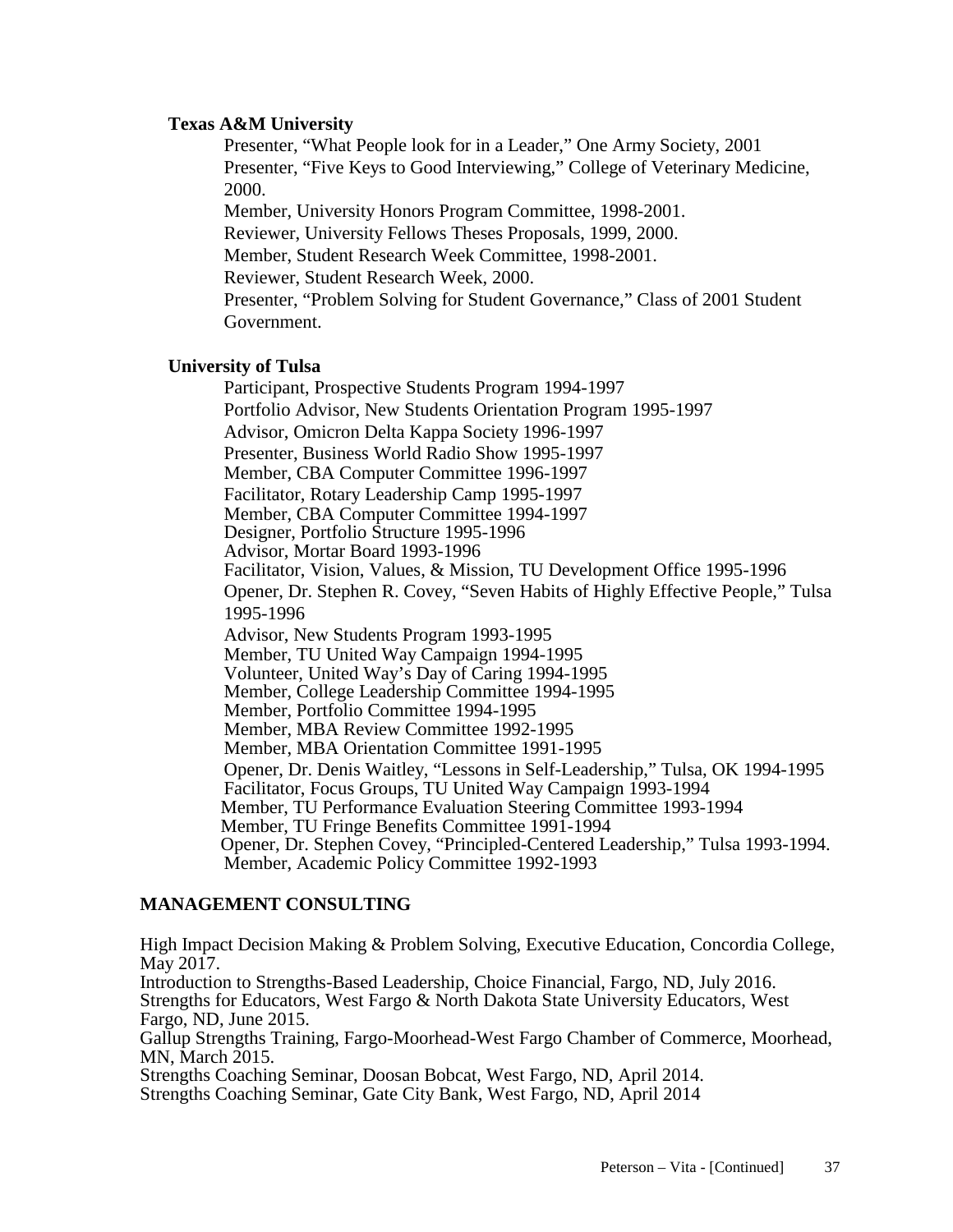**Texas A&M University**

Presenter, "What People look for in a Leader," One Army Society, 2001
Presenter, "Five Keys to Good Interviewing," College of Veterinary Medicine, 2000.
Member, University Honors Program Committee, 1998-2001.
Reviewer, University Fellows Theses Proposals, 1999, 2000.
Member, Student Research Week Committee, 1998-2001.
Reviewer, Student Research Week, 2000.
Presenter, "Problem Solving for Student Governance," Class of 2001 Student Government.

**University of Tulsa**

Participant, Prospective Students Program 1994-1997
Portfolio Advisor, New Students Orientation Program 1995-1997
Advisor, Omicron Delta Kappa Society 1996-1997
Presenter, Business World Radio Show 1995-1997
Member, CBA Computer Committee 1996-1997
Facilitator, Rotary Leadership Camp 1995-1997
Member, CBA Computer Committee 1994-1997
Designer, Portfolio Structure 1995-1996
Advisor, Mortar Board 1993-1996
Facilitator, Vision, Values, & Mission, TU Development Office 1995-1996
Opener, Dr. Stephen R. Covey, "Seven Habits of Highly Effective People," Tulsa 1995-1996
Advisor, New Students Program 1993-1995
Member, TU United Way Campaign 1994-1995
Volunteer, United Way's Day of Caring 1994-1995
Member, College Leadership Committee 1994-1995
Member, Portfolio Committee 1994-1995
Member, MBA Review Committee 1992-1995
Member, MBA Orientation Committee 1991-1995
Opener, Dr. Denis Waitley, "Lessons in Self-Leadership," Tulsa, OK 1994-1995
Facilitator, Focus Groups, TU United Way Campaign 1993-1994
Member, TU Performance Evaluation Steering Committee 1993-1994
Member, TU Fringe Benefits Committee 1991-1994
Opener, Dr. Stephen Covey, "Principled-Centered Leadership," Tulsa 1993-1994.
Member, Academic Policy Committee 1992-1993

**MANAGEMENT CONSULTING**

High Impact Decision Making & Problem Solving, Executive Education, Concordia College, May 2017.
Introduction to Strengths-Based Leadership, Choice Financial, Fargo, ND, July 2016.
Strengths for Educators, West Fargo & North Dakota State University Educators, West Fargo, ND, June 2015.
Gallup Strengths Training, Fargo-Moorhead-West Fargo Chamber of Commerce, Moorhead, MN, March 2015.
Strengths Coaching Seminar, Doosan Bobcat, West Fargo, ND, April 2014.
Strengths Coaching Seminar, Gate City Bank, West Fargo, ND, April 2014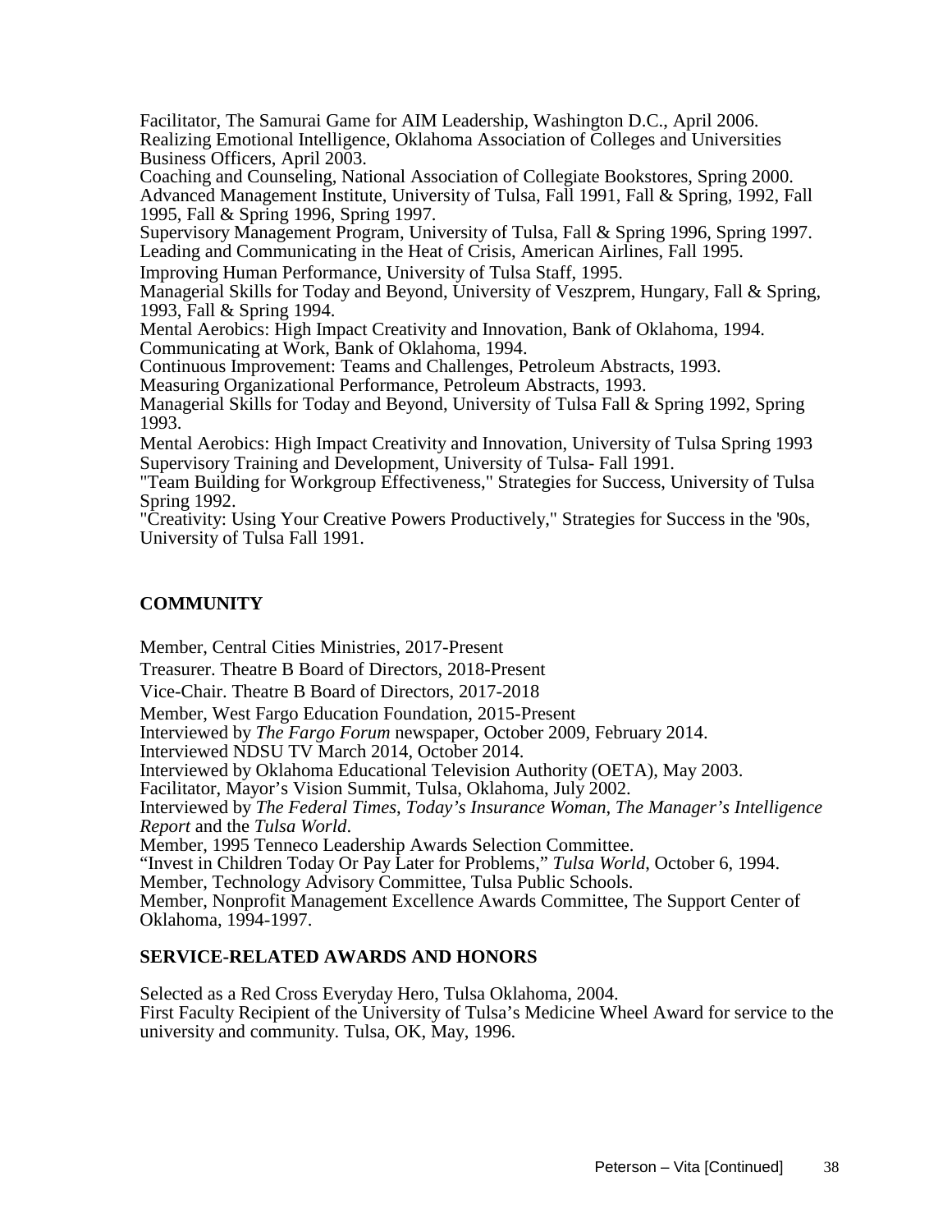Facilitator, The Samurai Game for AIM Leadership, Washington D.C., April 2006.
Realizing Emotional Intelligence, Oklahoma Association of Colleges and Universities Business Officers, April 2003.
Coaching and Counseling, National Association of Collegiate Bookstores, Spring 2000.
Advanced Management Institute, University of Tulsa, Fall 1991, Fall & Spring, 1992, Fall 1995, Fall & Spring 1996, Spring 1997.
Supervisory Management Program, University of Tulsa, Fall & Spring 1996, Spring 1997.
Leading and Communicating in the Heat of Crisis, American Airlines, Fall 1995.
Improving Human Performance, University of Tulsa Staff, 1995.
Managerial Skills for Today and Beyond, University of Veszprem, Hungary, Fall & Spring, 1993, Fall & Spring 1994.
Mental Aerobics: High Impact Creativity and Innovation, Bank of Oklahoma, 1994.
Communicating at Work, Bank of Oklahoma, 1994.
Continuous Improvement: Teams and Challenges, Petroleum Abstracts, 1993.
Measuring Organizational Performance, Petroleum Abstracts, 1993.
Managerial Skills for Today and Beyond, University of Tulsa Fall & Spring 1992, Spring 1993.
Mental Aerobics: High Impact Creativity and Innovation, University of Tulsa Spring 1993
Supervisory Training and Development, University of Tulsa- Fall 1991.
"Team Building for Workgroup Effectiveness," Strategies for Success, University of Tulsa Spring 1992.
"Creativity: Using Your Creative Powers Productively," Strategies for Success in the '90s, University of Tulsa Fall 1991.

## COMMUNITY

Member, Central Cities Ministries, 2017-Present
Treasurer. Theatre B Board of Directors, 2018-Present
Vice-Chair. Theatre B Board of Directors, 2017-2018
Member, West Fargo Education Foundation, 2015-Present
Interviewed by *The Fargo Forum* newspaper, October 2009, February 2014.
Interviewed NDSU TV March 2014, October 2014.
Interviewed by Oklahoma Educational Television Authority (OETA), May 2003.
Facilitator, Mayor's Vision Summit, Tulsa, Oklahoma, July 2002.
Interviewed by *The Federal Times*, *Today's Insurance Woman*, *The Manager's Intelligence Report* and the *Tulsa World*.
Member, 1995 Tenneco Leadership Awards Selection Committee.
"Invest in Children Today Or Pay Later for Problems," *Tulsa World*, October 6, 1994.
Member, Technology Advisory Committee, Tulsa Public Schools.
Member, Nonprofit Management Excellence Awards Committee, The Support Center of Oklahoma, 1994-1997.

## SERVICE-RELATED AWARDS AND HONORS

Selected as a Red Cross Everyday Hero, Tulsa Oklahoma, 2004.
First Faculty Recipient of the University of Tulsa's Medicine Wheel Award for service to the university and community. Tulsa, OK, May, 1996.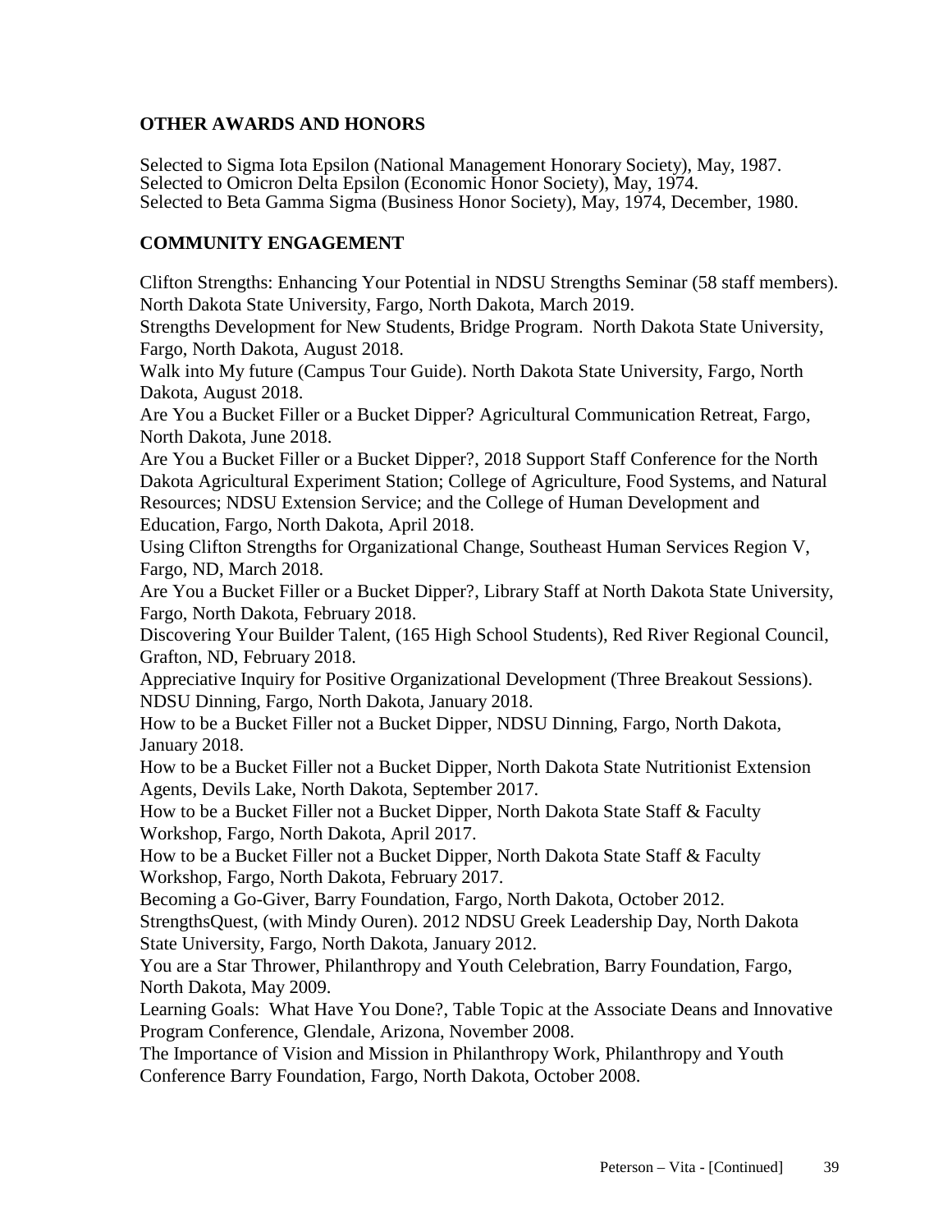## OTHER AWARDS AND HONORS

Selected to Sigma Iota Epsilon (National Management Honorary Society), May, 1987.
Selected to Omicron Delta Epsilon (Economic Honor Society), May, 1974.
Selected to Beta Gamma Sigma (Business Honor Society), May, 1974, December, 1980.

## COMMUNITY ENGAGEMENT

Clifton Strengths: Enhancing Your Potential in NDSU Strengths Seminar (58 staff members). North Dakota State University, Fargo, North Dakota, March 2019.

Strengths Development for New Students, Bridge Program. North Dakota State University, Fargo, North Dakota, August 2018.

Walk into My future (Campus Tour Guide). North Dakota State University, Fargo, North Dakota, August 2018.

Are You a Bucket Filler or a Bucket Dipper? Agricultural Communication Retreat, Fargo, North Dakota, June 2018.

Are You a Bucket Filler or a Bucket Dipper?, 2018 Support Staff Conference for the North Dakota Agricultural Experiment Station; College of Agriculture, Food Systems, and Natural Resources; NDSU Extension Service; and the College of Human Development and Education, Fargo, North Dakota, April 2018.

Using Clifton Strengths for Organizational Change, Southeast Human Services Region V, Fargo, ND, March 2018.

Are You a Bucket Filler or a Bucket Dipper?, Library Staff at North Dakota State University, Fargo, North Dakota, February 2018.

Discovering Your Builder Talent, (165 High School Students), Red River Regional Council, Grafton, ND, February 2018.

Appreciative Inquiry for Positive Organizational Development (Three Breakout Sessions). NDSU Dinning, Fargo, North Dakota, January 2018.

How to be a Bucket Filler not a Bucket Dipper, NDSU Dinning, Fargo, North Dakota, January 2018.

How to be a Bucket Filler not a Bucket Dipper, North Dakota State Nutritionist Extension Agents, Devils Lake, North Dakota, September 2017.

How to be a Bucket Filler not a Bucket Dipper, North Dakota State Staff & Faculty Workshop, Fargo, North Dakota, April 2017.

How to be a Bucket Filler not a Bucket Dipper, North Dakota State Staff & Faculty Workshop, Fargo, North Dakota, February 2017.

Becoming a Go-Giver, Barry Foundation, Fargo, North Dakota, October 2012.

StrengthsQuest, (with Mindy Ouren). 2012 NDSU Greek Leadership Day, North Dakota State University, Fargo, North Dakota, January 2012.

You are a Star Thrower, Philanthropy and Youth Celebration, Barry Foundation, Fargo, North Dakota, May 2009.

Learning Goals: What Have You Done?, Table Topic at the Associate Deans and Innovative Program Conference, Glendale, Arizona, November 2008.

The Importance of Vision and Mission in Philanthropy Work, Philanthropy and Youth Conference Barry Foundation, Fargo, North Dakota, October 2008.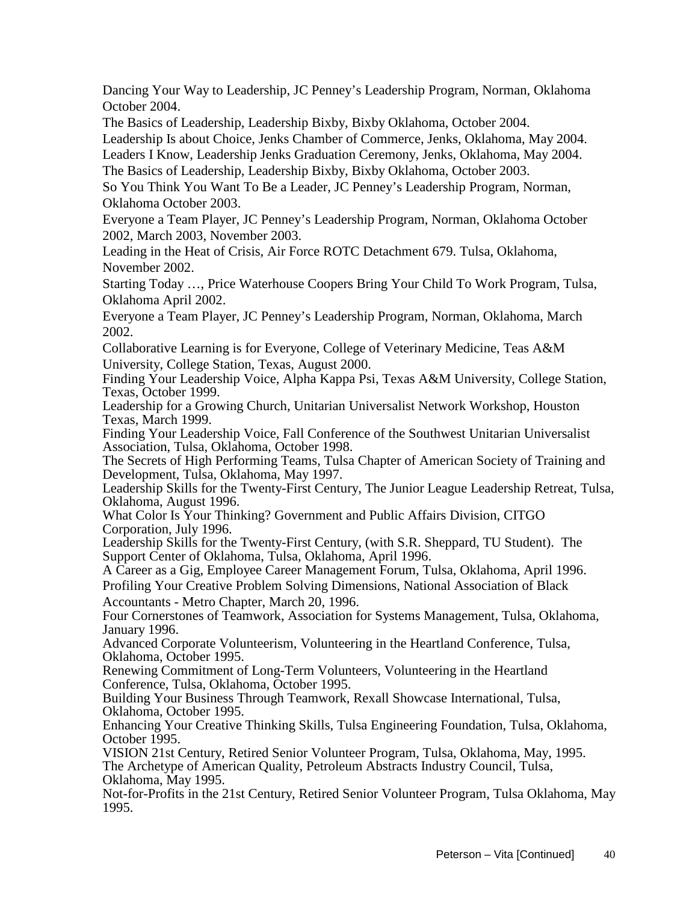Dancing Your Way to Leadership, JC Penney's Leadership Program, Norman, Oklahoma October 2004.

The Basics of Leadership, Leadership Bixby, Bixby Oklahoma, October 2004.

Leadership Is about Choice, Jenks Chamber of Commerce, Jenks, Oklahoma, May 2004.

Leaders I Know, Leadership Jenks Graduation Ceremony, Jenks, Oklahoma, May 2004.

The Basics of Leadership, Leadership Bixby, Bixby Oklahoma, October 2003.

So You Think You Want To Be a Leader, JC Penney's Leadership Program, Norman, Oklahoma October 2003.

Everyone a Team Player, JC Penney's Leadership Program, Norman, Oklahoma October 2002, March 2003, November 2003.

Leading in the Heat of Crisis, Air Force ROTC Detachment 679. Tulsa, Oklahoma, November 2002.

Starting Today …, Price Waterhouse Coopers Bring Your Child To Work Program, Tulsa, Oklahoma April 2002.

Everyone a Team Player, JC Penney's Leadership Program, Norman, Oklahoma, March 2002.

Collaborative Learning is for Everyone, College of Veterinary Medicine, Teas A&M University, College Station, Texas, August 2000.

Finding Your Leadership Voice, Alpha Kappa Psi, Texas A&M University, College Station, Texas, October 1999.

Leadership for a Growing Church, Unitarian Universalist Network Workshop, Houston Texas, March 1999.

Finding Your Leadership Voice, Fall Conference of the Southwest Unitarian Universalist Association, Tulsa, Oklahoma, October 1998.

The Secrets of High Performing Teams, Tulsa Chapter of American Society of Training and Development, Tulsa, Oklahoma, May 1997.

Leadership Skills for the Twenty-First Century, The Junior League Leadership Retreat, Tulsa, Oklahoma, August 1996.

What Color Is Your Thinking? Government and Public Affairs Division, CITGO Corporation, July 1996.

Leadership Skills for the Twenty-First Century, (with S.R. Sheppard, TU Student). The Support Center of Oklahoma, Tulsa, Oklahoma, April 1996.

A Career as a Gig, Employee Career Management Forum, Tulsa, Oklahoma, April 1996.

Profiling Your Creative Problem Solving Dimensions, National Association of Black Accountants - Metro Chapter, March 20, 1996.

Four Cornerstones of Teamwork, Association for Systems Management, Tulsa, Oklahoma, January 1996.

Advanced Corporate Volunteerism, Volunteering in the Heartland Conference, Tulsa, Oklahoma, October 1995.

Renewing Commitment of Long-Term Volunteers, Volunteering in the Heartland Conference, Tulsa, Oklahoma, October 1995.

Building Your Business Through Teamwork, Rexall Showcase International, Tulsa, Oklahoma, October 1995.

Enhancing Your Creative Thinking Skills, Tulsa Engineering Foundation, Tulsa, Oklahoma, October 1995.

VISION 21st Century, Retired Senior Volunteer Program, Tulsa, Oklahoma, May, 1995.

The Archetype of American Quality, Petroleum Abstracts Industry Council, Tulsa, Oklahoma, May 1995.

Not-for-Profits in the 21st Century, Retired Senior Volunteer Program, Tulsa Oklahoma, May 1995.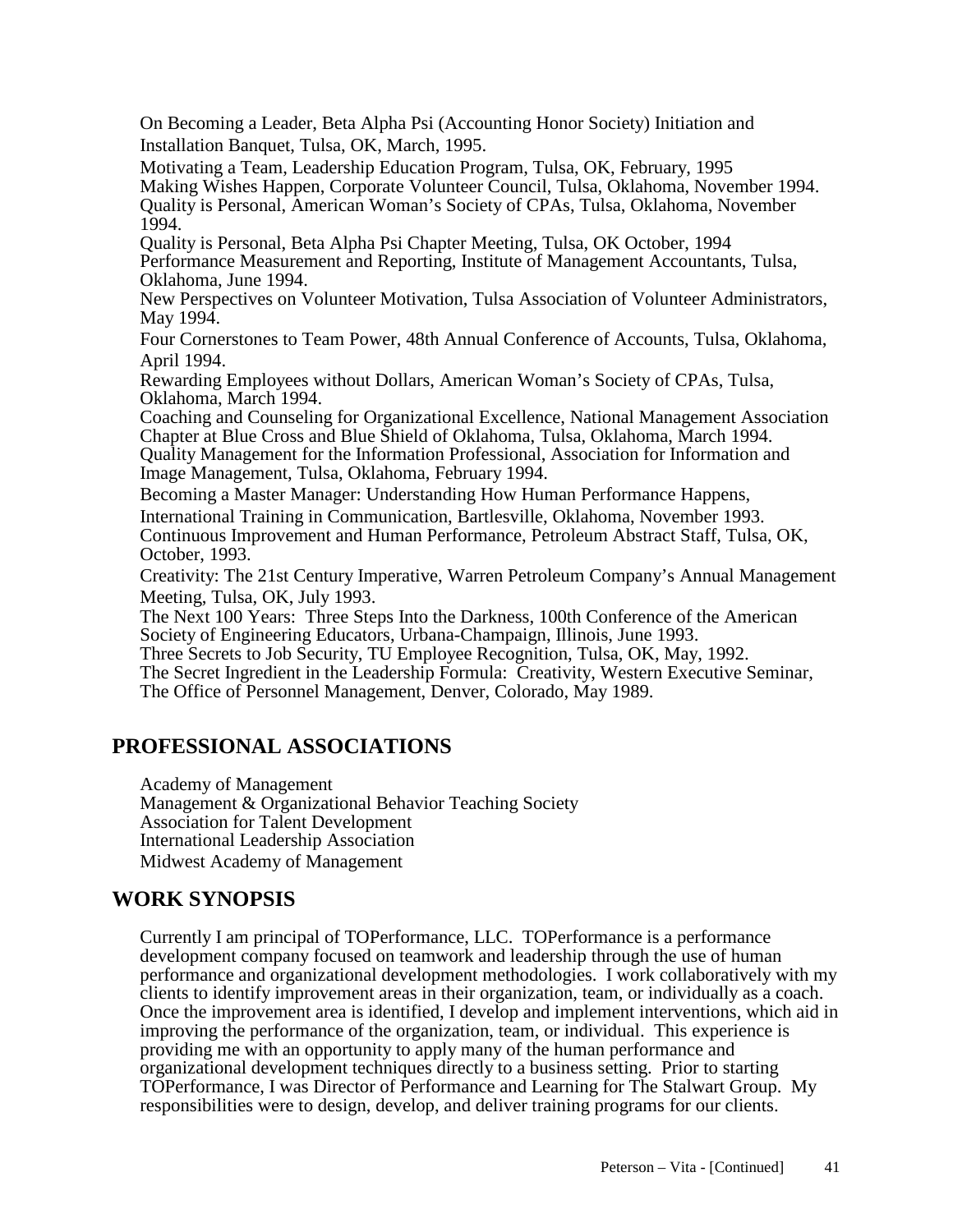On Becoming a Leader, Beta Alpha Psi (Accounting Honor Society) Initiation and Installation Banquet, Tulsa, OK, March, 1995.

Motivating a Team, Leadership Education Program, Tulsa, OK, February, 1995

Making Wishes Happen, Corporate Volunteer Council, Tulsa, Oklahoma, November 1994.

Quality is Personal, American Woman's Society of CPAs, Tulsa, Oklahoma, November 1994.

Quality is Personal, Beta Alpha Psi Chapter Meeting, Tulsa, OK October, 1994

Performance Measurement and Reporting, Institute of Management Accountants, Tulsa, Oklahoma, June 1994.

New Perspectives on Volunteer Motivation, Tulsa Association of Volunteer Administrators, May 1994.

Four Cornerstones to Team Power, 48th Annual Conference of Accounts, Tulsa, Oklahoma, April 1994.

Rewarding Employees without Dollars, American Woman's Society of CPAs, Tulsa, Oklahoma, March 1994.

Coaching and Counseling for Organizational Excellence, National Management Association Chapter at Blue Cross and Blue Shield of Oklahoma, Tulsa, Oklahoma, March 1994.

Quality Management for the Information Professional, Association for Information and Image Management, Tulsa, Oklahoma, February 1994.

Becoming a Master Manager: Understanding How Human Performance Happens, International Training in Communication, Bartlesville, Oklahoma, November 1993.

Continuous Improvement and Human Performance, Petroleum Abstract Staff, Tulsa, OK, October, 1993.

Creativity: The 21st Century Imperative, Warren Petroleum Company's Annual Management Meeting, Tulsa, OK, July 1993.

The Next 100 Years: Three Steps Into the Darkness, 100th Conference of the American Society of Engineering Educators, Urbana-Champaign, Illinois, June 1993.

Three Secrets to Job Security, TU Employee Recognition, Tulsa, OK, May, 1992.

The Secret Ingredient in the Leadership Formula: Creativity, Western Executive Seminar, The Office of Personnel Management, Denver, Colorado, May 1989.

## PROFESSIONAL ASSOCIATIONS

Academy of Management
Management & Organizational Behavior Teaching Society
Association for Talent Development
International Leadership Association
Midwest Academy of Management

## WORK SYNOPSIS

Currently I am principal of TOPerformance, LLC. TOPerformance is a performance development company focused on teamwork and leadership through the use of human performance and organizational development methodologies. I work collaboratively with my clients to identify improvement areas in their organization, team, or individually as a coach. Once the improvement area is identified, I develop and implement interventions, which aid in improving the performance of the organization, team, or individual. This experience is providing me with an opportunity to apply many of the human performance and organizational development techniques directly to a business setting. Prior to starting TOPerformance, I was Director of Performance and Learning for The Stalwart Group. My responsibilities were to design, develop, and deliver training programs for our clients.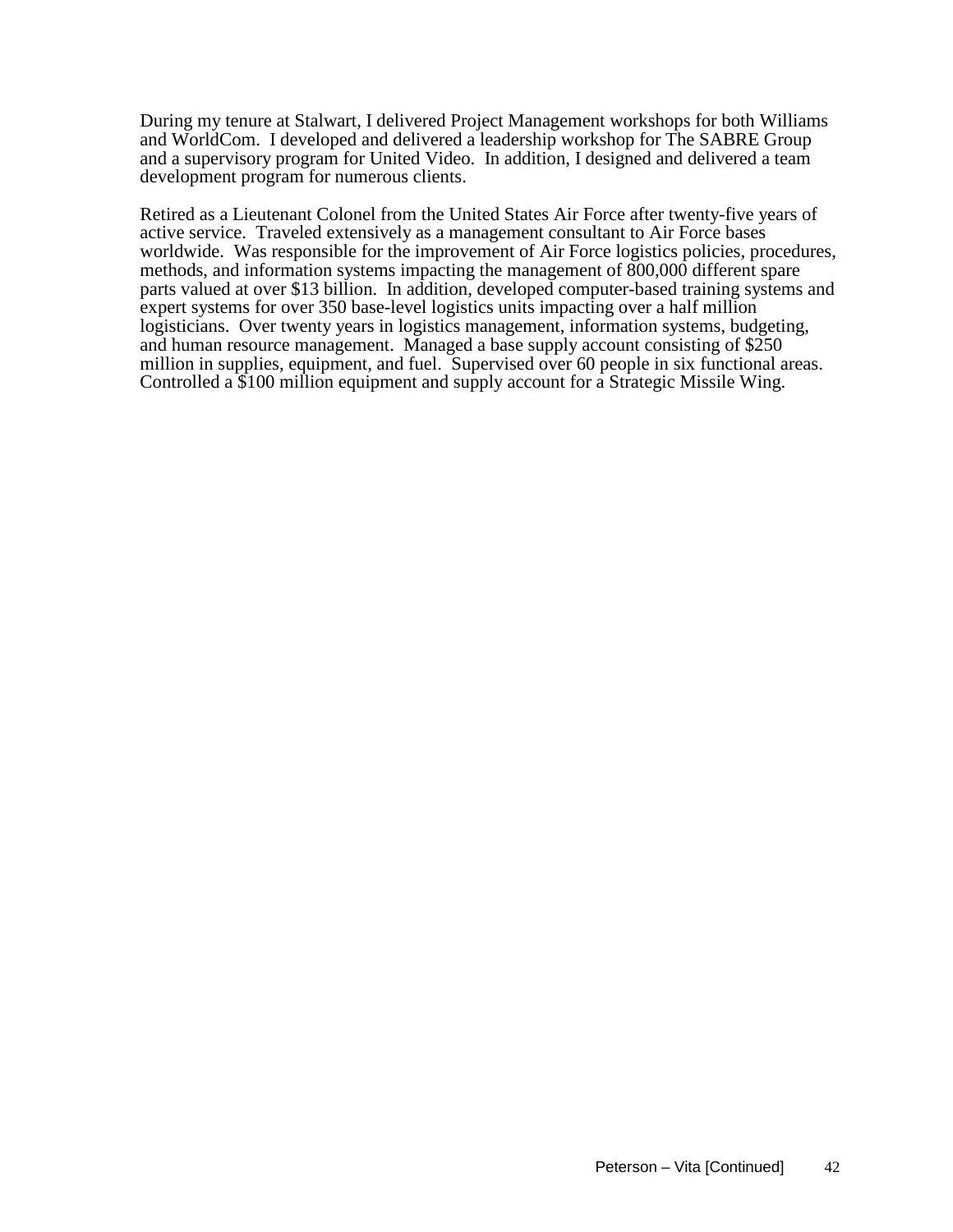During my tenure at Stalwart, I delivered Project Management workshops for both Williams and WorldCom. I developed and delivered a leadership workshop for The SABRE Group and a supervisory program for United Video. In addition, I designed and delivered a team development program for numerous clients.

Retired as a Lieutenant Colonel from the United States Air Force after twenty-five years of active service. Traveled extensively as a management consultant to Air Force bases worldwide. Was responsible for the improvement of Air Force logistics policies, procedures, methods, and information systems impacting the management of 800,000 different spare parts valued at over $13 billion. In addition, developed computer-based training systems and expert systems for over 350 base-level logistics units impacting over a half million logisticians. Over twenty years in logistics management, information systems, budgeting, and human resource management. Managed a base supply account consisting of $250 million in supplies, equipment, and fuel. Supervised over 60 people in six functional areas. Controlled a $100 million equipment and supply account for a Strategic Missile Wing.